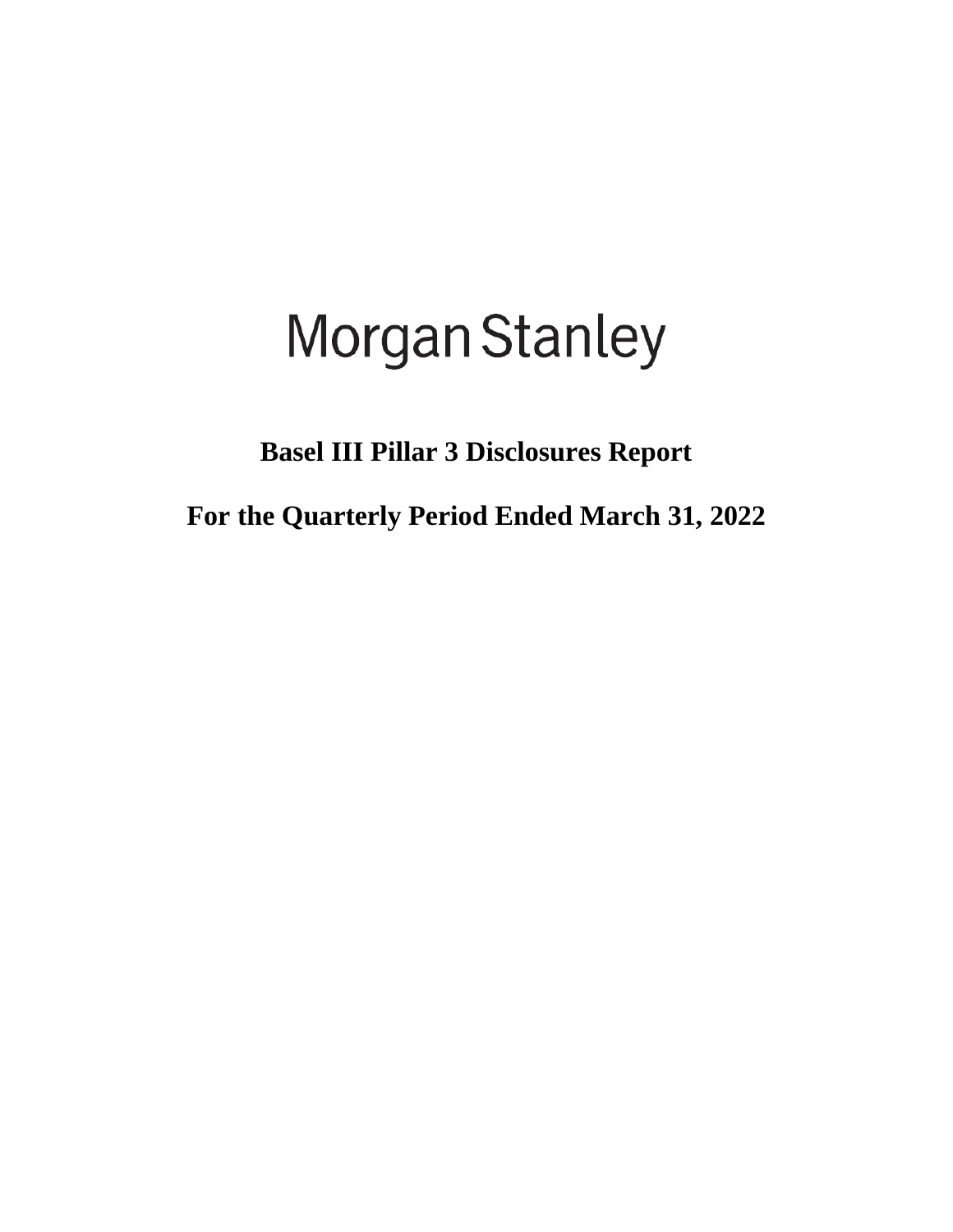# Morgan Stanley

## Basel III Pillar 3 Disclosures Report

## For the Quarterly Period Ended March 31, 2022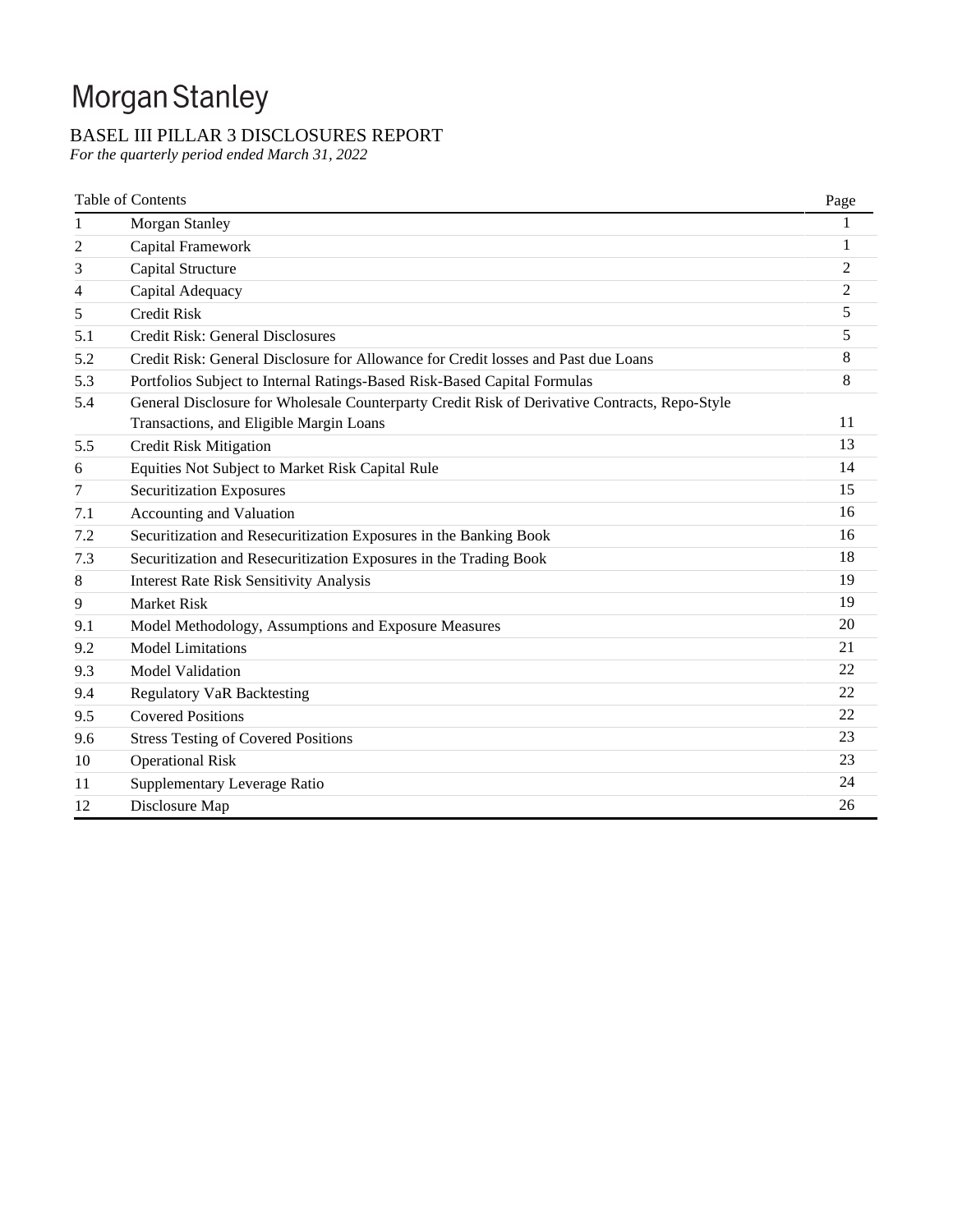# Morgan Stanley

## BASEL III PILLAR 3 DISCLOSURES REPORT

*For the quarterly period ended March 31, 2022*

| Table of Contents | | Page |
|---|---|---|
| 1 | Morgan Stanley | 1 |
| 2 | Capital Framework | 1 |
| 3 | Capital Structure | 2 |
| 4 | Capital Adequacy | 2 |
| 5 | Credit Risk | 5 |
| 5.1 | Credit Risk: General Disclosures | 5 |
| 5.2 | Credit Risk: General Disclosure for Allowance for Credit losses and Past due Loans | 8 |
| 5.3 | Portfolios Subject to Internal Ratings-Based Risk-Based Capital Formulas | 8 |
| 5.4 | General Disclosure for Wholesale Counterparty Credit Risk of Derivative Contracts, Repo-Style Transactions, and Eligible Margin Loans | 11 |
| 5.5 | Credit Risk Mitigation | 13 |
| 6 | Equities Not Subject to Market Risk Capital Rule | 14 |
| 7 | Securitization Exposures | 15 |
| 7.1 | Accounting and Valuation | 16 |
| 7.2 | Securitization and Resecuritization Exposures in the Banking Book | 16 |
| 7.3 | Securitization and Resecuritization Exposures in the Trading Book | 18 |
| 8 | Interest Rate Risk Sensitivity Analysis | 19 |
| 9 | Market Risk | 19 |
| 9.1 | Model Methodology, Assumptions and Exposure Measures | 20 |
| 9.2 | Model Limitations | 21 |
| 9.3 | Model Validation | 22 |
| 9.4 | Regulatory VaR Backtesting | 22 |
| 9.5 | Covered Positions | 22 |
| 9.6 | Stress Testing of Covered Positions | 23 |
| 10 | Operational Risk | 23 |
| 11 | Supplementary Leverage Ratio | 24 |
| 12 | Disclosure Map | 26 |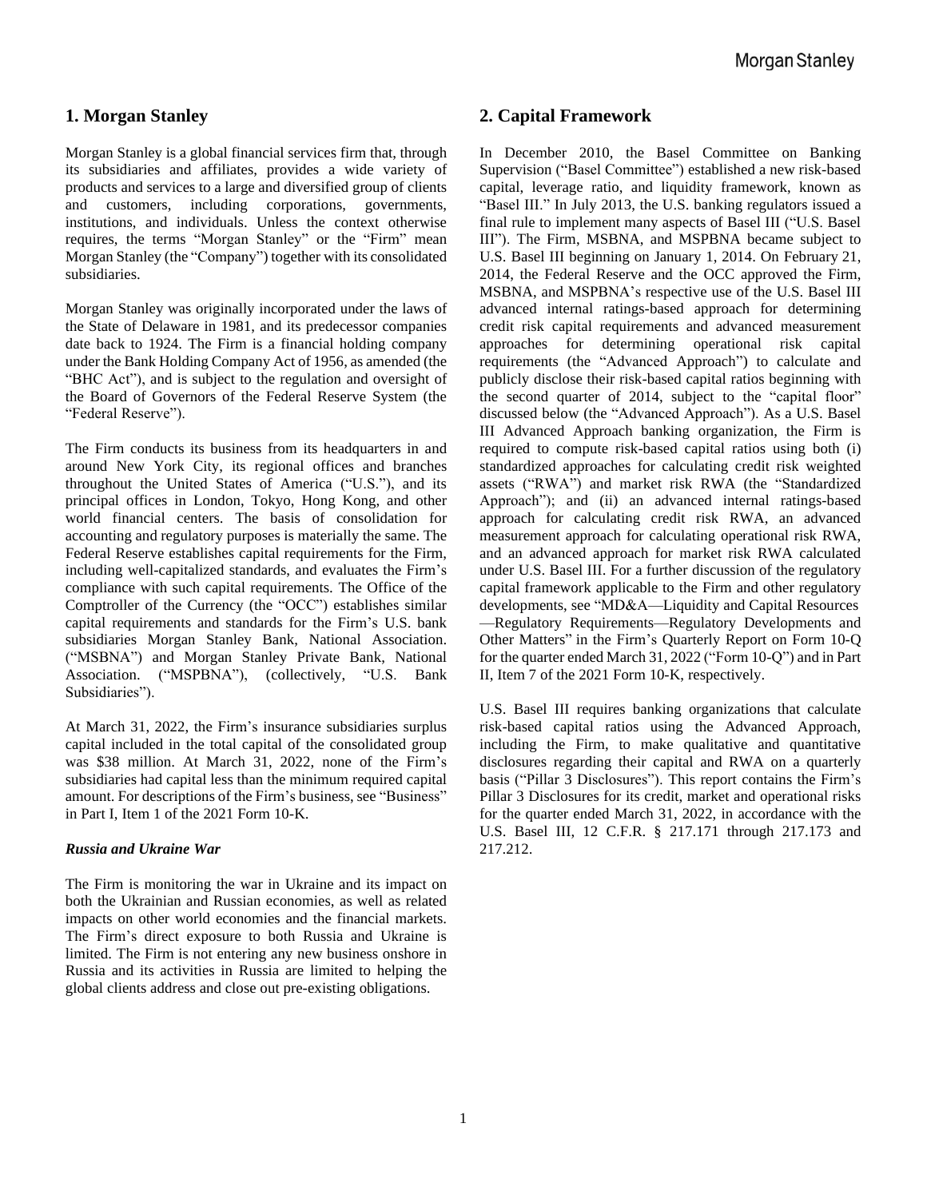## 1. Morgan Stanley

Morgan Stanley is a global financial services firm that, through its subsidiaries and affiliates, provides a wide variety of products and services to a large and diversified group of clients and customers, including corporations, governments, institutions, and individuals. Unless the context otherwise requires, the terms "Morgan Stanley" or the "Firm" mean Morgan Stanley (the "Company") together with its consolidated subsidiaries.

Morgan Stanley was originally incorporated under the laws of the State of Delaware in 1981, and its predecessor companies date back to 1924. The Firm is a financial holding company under the Bank Holding Company Act of 1956, as amended (the "BHC Act"), and is subject to the regulation and oversight of the Board of Governors of the Federal Reserve System (the "Federal Reserve").

The Firm conducts its business from its headquarters in and around New York City, its regional offices and branches throughout the United States of America ("U.S."), and its principal offices in London, Tokyo, Hong Kong, and other world financial centers. The basis of consolidation for accounting and regulatory purposes is materially the same. The Federal Reserve establishes capital requirements for the Firm, including well-capitalized standards, and evaluates the Firm's compliance with such capital requirements. The Office of the Comptroller of the Currency (the "OCC") establishes similar capital requirements and standards for the Firm's U.S. bank subsidiaries Morgan Stanley Bank, National Association. ("MSBNA") and Morgan Stanley Private Bank, National Association. ("MSPBNA"), (collectively, "U.S. Bank Subsidiaries").

At March 31, 2022, the Firm's insurance subsidiaries surplus capital included in the total capital of the consolidated group was $38 million. At March 31, 2022, none of the Firm's subsidiaries had capital less than the minimum required capital amount. For descriptions of the Firm's business, see "Business" in Part I, Item 1 of the 2021 Form 10-K.

### *Russia and Ukraine War*

The Firm is monitoring the war in Ukraine and its impact on both the Ukrainian and Russian economies, as well as related impacts on other world economies and the financial markets. The Firm's direct exposure to both Russia and Ukraine is limited. The Firm is not entering any new business onshore in Russia and its activities in Russia are limited to helping the global clients address and close out pre-existing obligations.

## 2. Capital Framework

In December 2010, the Basel Committee on Banking Supervision ("Basel Committee") established a new risk-based capital, leverage ratio, and liquidity framework, known as "Basel III." In July 2013, the U.S. banking regulators issued a final rule to implement many aspects of Basel III ("U.S. Basel III"). The Firm, MSBNA, and MSPBNA became subject to U.S. Basel III beginning on January 1, 2014. On February 21, 2014, the Federal Reserve and the OCC approved the Firm, MSBNA, and MSPBNA's respective use of the U.S. Basel III advanced internal ratings-based approach for determining credit risk capital requirements and advanced measurement approaches for determining operational risk capital requirements (the "Advanced Approach") to calculate and publicly disclose their risk-based capital ratios beginning with the second quarter of 2014, subject to the "capital floor" discussed below (the "Advanced Approach"). As a U.S. Basel III Advanced Approach banking organization, the Firm is required to compute risk-based capital ratios using both (i) standardized approaches for calculating credit risk weighted assets ("RWA") and market risk RWA (the "Standardized Approach"); and (ii) an advanced internal ratings-based approach for calculating credit risk RWA, an advanced measurement approach for calculating operational risk RWA, and an advanced approach for market risk RWA calculated under U.S. Basel III. For a further discussion of the regulatory capital framework applicable to the Firm and other regulatory developments, see "MD&A—Liquidity and Capital Resources—Regulatory Requirements—Regulatory Developments and Other Matters" in the Firm's Quarterly Report on Form 10-Q for the quarter ended March 31, 2022 ("Form 10-Q") and in Part II, Item 7 of the 2021 Form 10-K, respectively.

U.S. Basel III requires banking organizations that calculate risk-based capital ratios using the Advanced Approach, including the Firm, to make qualitative and quantitative disclosures regarding their capital and RWA on a quarterly basis ("Pillar 3 Disclosures"). This report contains the Firm's Pillar 3 Disclosures for its credit, market and operational risks for the quarter ended March 31, 2022, in accordance with the U.S. Basel III, 12 C.F.R. § 217.171 through 217.173 and 217.212.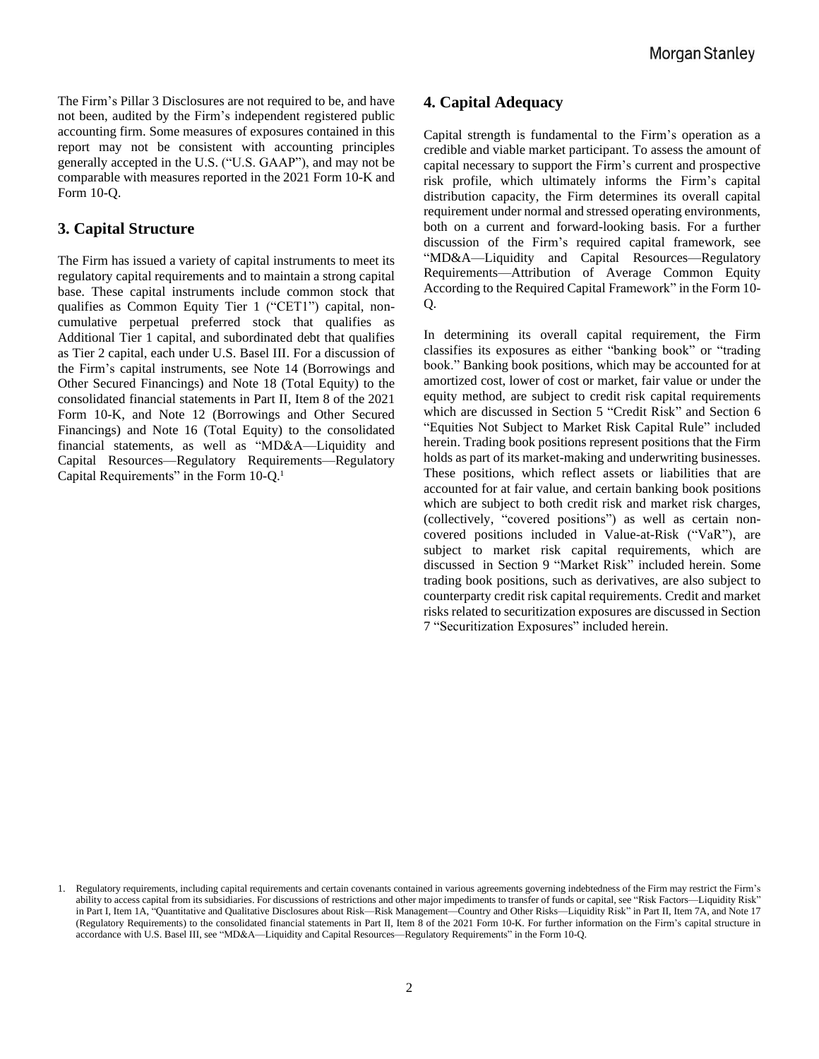The Firm's Pillar 3 Disclosures are not required to be, and have not been, audited by the Firm's independent registered public accounting firm. Some measures of exposures contained in this report may not be consistent with accounting principles generally accepted in the U.S. ("U.S. GAAP"), and may not be comparable with measures reported in the 2021 Form 10-K and Form 10-Q.

## 3. Capital Structure

The Firm has issued a variety of capital instruments to meet its regulatory capital requirements and to maintain a strong capital base. These capital instruments include common stock that qualifies as Common Equity Tier 1 ("CET1") capital, non-cumulative perpetual preferred stock that qualifies as Additional Tier 1 capital, and subordinated debt that qualifies as Tier 2 capital, each under U.S. Basel III. For a discussion of the Firm's capital instruments, see Note 14 (Borrowings and Other Secured Financings) and Note 18 (Total Equity) to the consolidated financial statements in Part II, Item 8 of the 2021 Form 10-K, and Note 12 (Borrowings and Other Secured Financings) and Note 16 (Total Equity) to the consolidated financial statements, as well as "MD&A—Liquidity and Capital Resources—Regulatory Requirements—Regulatory Capital Requirements" in the Form 10-Q.[1]

## 4. Capital Adequacy

Capital strength is fundamental to the Firm's operation as a credible and viable market participant. To assess the amount of capital necessary to support the Firm's current and prospective risk profile, which ultimately informs the Firm's capital distribution capacity, the Firm determines its overall capital requirement under normal and stressed operating environments, both on a current and forward-looking basis. For a further discussion of the Firm's required capital framework, see "MD&A—Liquidity and Capital Resources—Regulatory Requirements—Attribution of Average Common Equity According to the Required Capital Framework" in the Form 10-Q.

In determining its overall capital requirement, the Firm classifies its exposures as either "banking book" or "trading book." Banking book positions, which may be accounted for at amortized cost, lower of cost or market, fair value or under the equity method, are subject to credit risk capital requirements which are discussed in Section 5 "Credit Risk" and Section 6 "Equities Not Subject to Market Risk Capital Rule" included herein. Trading book positions represent positions that the Firm holds as part of its market-making and underwriting businesses. These positions, which reflect assets or liabilities that are accounted for at fair value, and certain banking book positions which are subject to both credit risk and market risk charges, (collectively, "covered positions") as well as certain non-covered positions included in Value-at-Risk ("VaR"), are subject to market risk capital requirements, which are discussed in Section 9 "Market Risk" included herein. Some trading book positions, such as derivatives, are also subject to counterparty credit risk capital requirements. Credit and market risks related to securitization exposures are discussed in Section 7 "Securitization Exposures" included herein.

1. Regulatory requirements, including capital requirements and certain covenants contained in various agreements governing indebtedness of the Firm may restrict the Firm's ability to access capital from its subsidiaries. For discussions of restrictions and other major impediments to transfer of funds or capital, see "Risk Factors—Liquidity Risk" in Part I, Item 1A, "Quantitative and Qualitative Disclosures about Risk—Risk Management—Country and Other Risks—Liquidity Risk" in Part II, Item 7A, and Note 17 (Regulatory Requirements) to the consolidated financial statements in Part II, Item 8 of the 2021 Form 10-K. For further information on the Firm's capital structure in accordance with U.S. Basel III, see "MD&A—Liquidity and Capital Resources—Regulatory Requirements" in the Form 10-Q.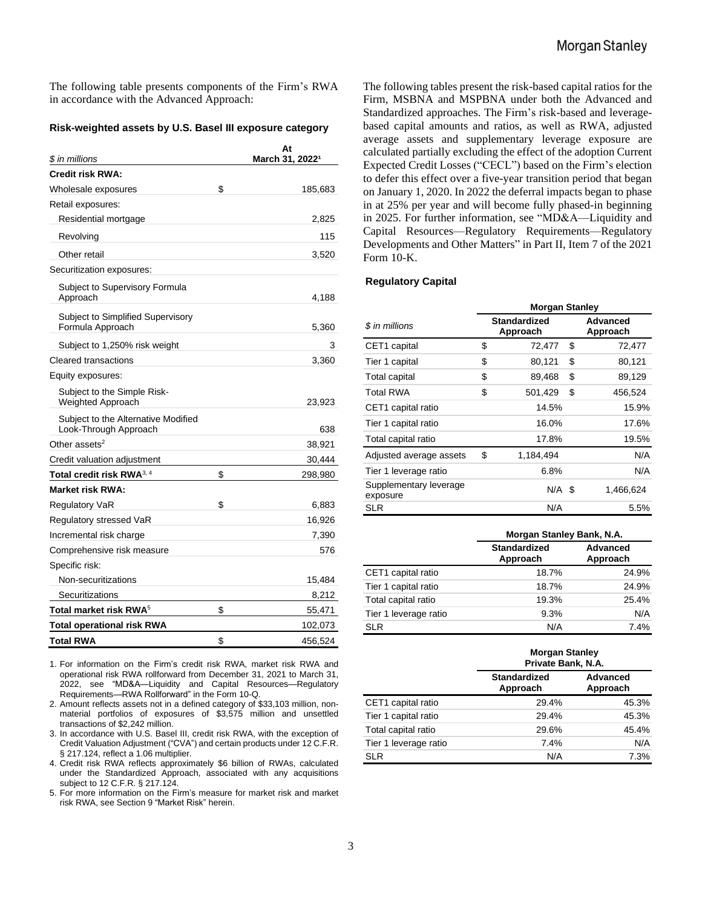The following table presents components of the Firm's RWA in accordance with the Advanced Approach:

**Risk-weighted assets by U.S. Basel III exposure category**

| $ in millions | At March 31, 2022[1] |
|---|---|
| **Credit risk RWA:** | |
| Wholesale exposures | $ 185,683 |
| Retail exposures: | |
| Residential mortgage | 2,825 |
| Revolving | 115 |
| Other retail | 3,520 |
| Securitization exposures: | |
| Subject to Supervisory Formula Approach | 4,188 |
| Subject to Simplified Supervisory Formula Approach | 5,360 |
| Subject to 1,250% risk weight | 3 |
| Cleared transactions | 3,360 |
| Equity exposures: | |
| Subject to the Simple Risk-Weighted Approach | 23,923 |
| Subject to the Alternative Modified Look-Through Approach | 638 |
| Other assets[2] | 38,921 |
| Credit valuation adjustment | 30,444 |
| **Total credit risk RWA**[3, 4] | $ 298,980 |
| **Market risk RWA:** | |
| Regulatory VaR | $ 6,883 |
| Regulatory stressed VaR | 16,926 |
| Incremental risk charge | 7,390 |
| Comprehensive risk measure | 576 |
| Specific risk: | |
| Non-securitizations | 15,484 |
| Securitizations | 8,212 |
| **Total market risk RWA**[5] | $ 55,471 |
| **Total operational risk RWA** | 102,073 |
| **Total RWA** | $ 456,524 |

1. For information on the Firm's credit risk RWA, market risk RWA and operational risk RWA rollforward from December 31, 2021 to March 31, 2022, see "MD&A—Liquidity and Capital Resources—Regulatory Requirements—RWA Rollforward" in the Form 10-Q.
2. Amount reflects assets not in a defined category of $33,103 million, non-material portfolios of exposures of $3,575 million and unsettled transactions of $2,242 million.
3. In accordance with U.S. Basel III, credit risk RWA, with the exception of Credit Valuation Adjustment ("CVA") and certain products under 12 C.F.R. § 217.124, reflect a 1.06 multiplier.
4. Credit risk RWA reflects approximately $6 billion of RWAs, calculated under the Standardized Approach, associated with any acquisitions subject to 12 C.F.R. § 217.124.
5. For more information on the Firm's measure for market risk and market risk RWA, see Section 9 "Market Risk" herein.

The following tables present the risk-based capital ratios for the Firm, MSBNA and MSPBNA under both the Advanced and Standardized approaches. The Firm's risk-based and leverage-based capital amounts and ratios, as well as RWA, adjusted average assets and supplementary leverage exposure are calculated partially excluding the effect of the adoption Current Expected Credit Losses ("CECL") based on the Firm's election to defer this effect over a five-year transition period that began on January 1, 2020. In 2022 the deferral impacts began to phase in at 25% per year and will become fully phased-in beginning in 2025. For further information, see "MD&A—Liquidity and Capital Resources—Regulatory Requirements—Regulatory Developments and Other Matters" in Part II, Item 7 of the 2021 Form 10-K.

**Regulatory Capital**

| | Morgan Stanley | |
|---|---|---|
| $ in millions | Standardized Approach | Advanced Approach |
| CET1 capital | $ 72,477 | $ 72,477 |
| Tier 1 capital | $ 80,121 | $ 80,121 |
| Total capital | $ 89,468 | $ 89,129 |
| Total RWA | $ 501,429 | $ 456,524 |
| CET1 capital ratio | 14.5% | 15.9% |
| Tier 1 capital ratio | 16.0% | 17.6% |
| Total capital ratio | 17.8% | 19.5% |
| Adjusted average assets | $ 1,184,494 | N/A |
| Tier 1 leverage ratio | 6.8% | N/A |
| Supplementary leverage exposure | N/A | $ 1,466,624 |
| SLR | N/A | 5.5% |

| | Morgan Stanley Bank, N.A. | |
|---|---|---|
| | Standardized Approach | Advanced Approach |
| CET1 capital ratio | 18.7% | 24.9% |
| Tier 1 capital ratio | 18.7% | 24.9% |
| Total capital ratio | 19.3% | 25.4% |
| Tier 1 leverage ratio | 9.3% | N/A |
| SLR | N/A | 7.4% |

| | Morgan Stanley Private Bank, N.A. | |
|---|---|---|
| | Standardized Approach | Advanced Approach |
| CET1 capital ratio | 29.4% | 45.3% |
| Tier 1 capital ratio | 29.4% | 45.3% |
| Total capital ratio | 29.6% | 45.4% |
| Tier 1 leverage ratio | 7.4% | N/A |
| SLR | N/A | 7.3% |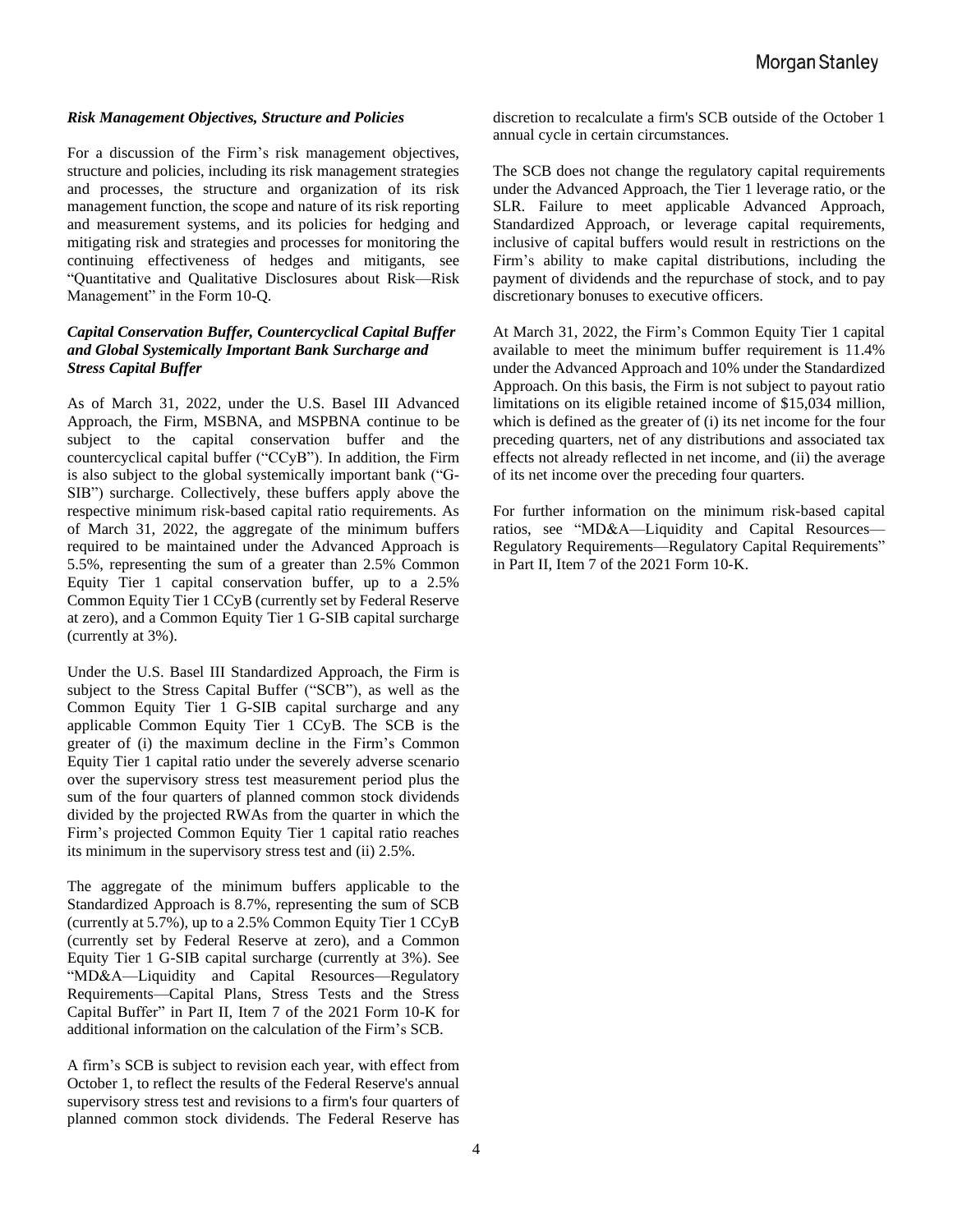***Risk Management Objectives, Structure and Policies***

For a discussion of the Firm's risk management objectives, structure and policies, including its risk management strategies and processes, the structure and organization of its risk management function, the scope and nature of its risk reporting and measurement systems, and its policies for hedging and mitigating risk and strategies and processes for monitoring the continuing effectiveness of hedges and mitigants, see "Quantitative and Qualitative Disclosures about Risk—Risk Management" in the Form 10-Q.

***Capital Conservation Buffer, Countercyclical Capital Buffer and Global Systemically Important Bank Surcharge and Stress Capital Buffer***

As of March 31, 2022, under the U.S. Basel III Advanced Approach, the Firm, MSBNA, and MSPBNA continue to be subject to the capital conservation buffer and the countercyclical capital buffer ("CCyB"). In addition, the Firm is also subject to the global systemically important bank ("G-SIB") surcharge. Collectively, these buffers apply above the respective minimum risk-based capital ratio requirements. As of March 31, 2022, the aggregate of the minimum buffers required to be maintained under the Advanced Approach is 5.5%, representing the sum of a greater than 2.5% Common Equity Tier 1 capital conservation buffer, up to a 2.5% Common Equity Tier 1 CCyB (currently set by Federal Reserve at zero), and a Common Equity Tier 1 G-SIB capital surcharge (currently at 3%).

Under the U.S. Basel III Standardized Approach, the Firm is subject to the Stress Capital Buffer ("SCB"), as well as the Common Equity Tier 1 G-SIB capital surcharge and any applicable Common Equity Tier 1 CCyB. The SCB is the greater of (i) the maximum decline in the Firm's Common Equity Tier 1 capital ratio under the severely adverse scenario over the supervisory stress test measurement period plus the sum of the four quarters of planned common stock dividends divided by the projected RWAs from the quarter in which the Firm's projected Common Equity Tier 1 capital ratio reaches its minimum in the supervisory stress test and (ii) 2.5%.

The aggregate of the minimum buffers applicable to the Standardized Approach is 8.7%, representing the sum of SCB (currently at 5.7%), up to a 2.5% Common Equity Tier 1 CCyB (currently set by Federal Reserve at zero), and a Common Equity Tier 1 G-SIB capital surcharge (currently at 3%). See "MD&A—Liquidity and Capital Resources—Regulatory Requirements—Capital Plans, Stress Tests and the Stress Capital Buffer" in Part II, Item 7 of the 2021 Form 10-K for additional information on the calculation of the Firm's SCB.

A firm's SCB is subject to revision each year, with effect from October 1, to reflect the results of the Federal Reserve's annual supervisory stress test and revisions to a firm's four quarters of planned common stock dividends. The Federal Reserve has discretion to recalculate a firm's SCB outside of the October 1 annual cycle in certain circumstances.

The SCB does not change the regulatory capital requirements under the Advanced Approach, the Tier 1 leverage ratio, or the SLR. Failure to meet applicable Advanced Approach, Standardized Approach, or leverage capital requirements, inclusive of capital buffers would result in restrictions on the Firm's ability to make capital distributions, including the payment of dividends and the repurchase of stock, and to pay discretionary bonuses to executive officers.

At March 31, 2022, the Firm's Common Equity Tier 1 capital available to meet the minimum buffer requirement is 11.4% under the Advanced Approach and 10% under the Standardized Approach. On this basis, the Firm is not subject to payout ratio limitations on its eligible retained income of $15,034 million, which is defined as the greater of (i) its net income for the four preceding quarters, net of any distributions and associated tax effects not already reflected in net income, and (ii) the average of its net income over the preceding four quarters.

For further information on the minimum risk-based capital ratios, see "MD&A—Liquidity and Capital Resources—Regulatory Requirements—Regulatory Capital Requirements" in Part II, Item 7 of the 2021 Form 10-K.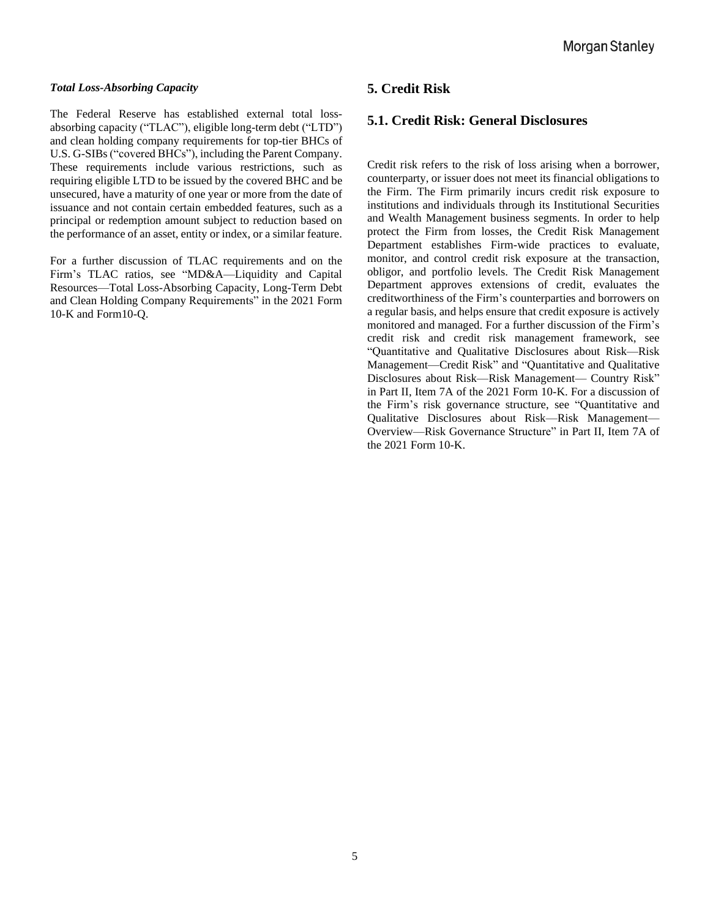***Total Loss-Absorbing Capacity***

The Federal Reserve has established external total loss-absorbing capacity ("TLAC"), eligible long-term debt ("LTD") and clean holding company requirements for top-tier BHCs of U.S. G-SIBs ("covered BHCs"), including the Parent Company. These requirements include various restrictions, such as requiring eligible LTD to be issued by the covered BHC and be unsecured, have a maturity of one year or more from the date of issuance and not contain certain embedded features, such as a principal or redemption amount subject to reduction based on the performance of an asset, entity or index, or a similar feature.

For a further discussion of TLAC requirements and on the Firm's TLAC ratios, see "MD&A—Liquidity and Capital Resources—Total Loss-Absorbing Capacity, Long-Term Debt and Clean Holding Company Requirements" in the 2021 Form 10-K and Form10-Q.

## 5. Credit Risk

### 5.1. Credit Risk: General Disclosures

Credit risk refers to the risk of loss arising when a borrower, counterparty, or issuer does not meet its financial obligations to the Firm. The Firm primarily incurs credit risk exposure to institutions and individuals through its Institutional Securities and Wealth Management business segments. In order to help protect the Firm from losses, the Credit Risk Management Department establishes Firm-wide practices to evaluate, monitor, and control credit risk exposure at the transaction, obligor, and portfolio levels. The Credit Risk Management Department approves extensions of credit, evaluates the creditworthiness of the Firm's counterparties and borrowers on a regular basis, and helps ensure that credit exposure is actively monitored and managed. For a further discussion of the Firm's credit risk and credit risk management framework, see "Quantitative and Qualitative Disclosures about Risk—Risk Management—Credit Risk" and "Quantitative and Qualitative Disclosures about Risk—Risk Management— Country Risk" in Part II, Item 7A of the 2021 Form 10-K. For a discussion of the Firm's risk governance structure, see "Quantitative and Qualitative Disclosures about Risk—Risk Management—Overview—Risk Governance Structure" in Part II, Item 7A of the 2021 Form 10-K.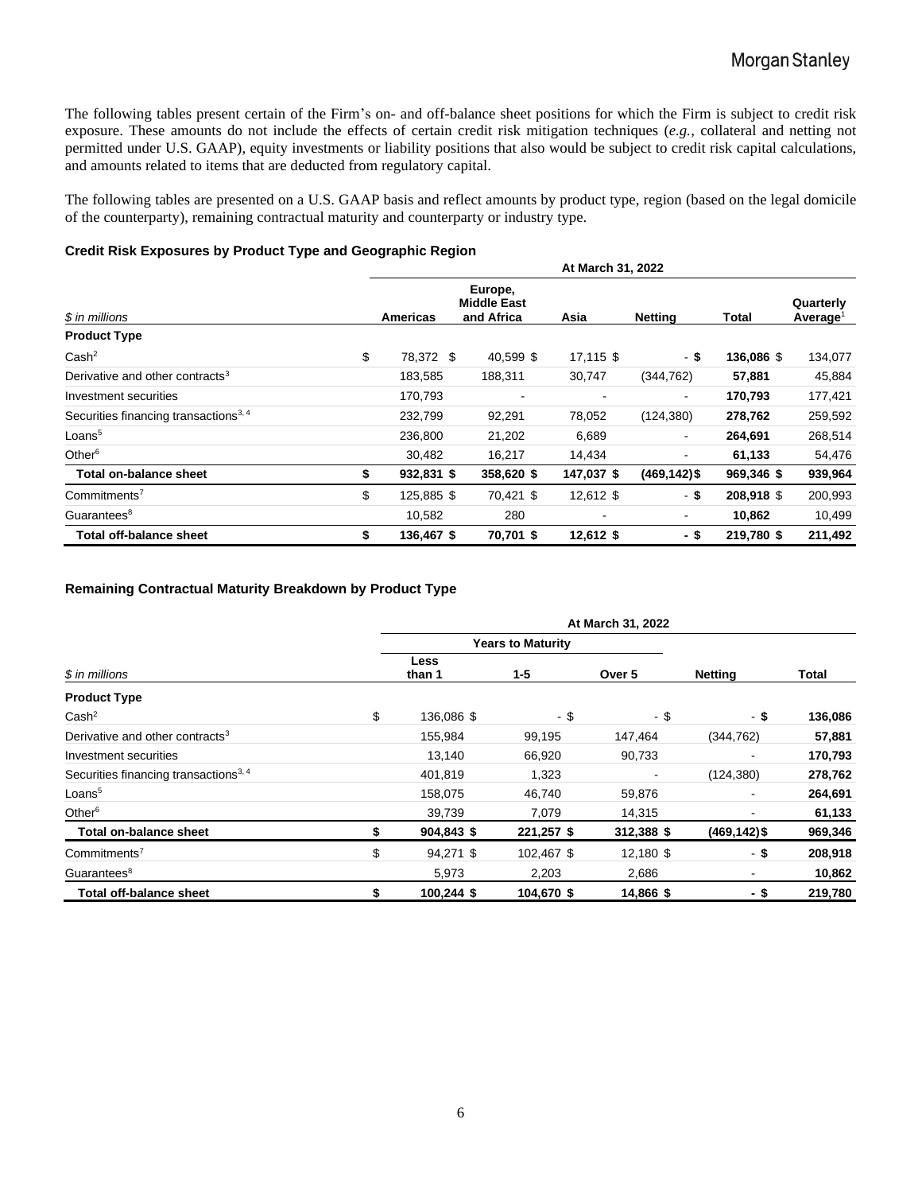The following tables present certain of the Firm's on- and off-balance sheet positions for which the Firm is subject to credit risk exposure. These amounts do not include the effects of certain credit risk mitigation techniques (*e.g.*, collateral and netting not permitted under U.S. GAAP), equity investments or liability positions that also would be subject to credit risk capital calculations, and amounts related to items that are deducted from regulatory capital.

The following tables are presented on a U.S. GAAP basis and reflect amounts by product type, region (based on the legal domicile of the counterparty), remaining contractual maturity and counterparty or industry type.

**Credit Risk Exposures by Product Type and Geographic Region**

| | At March 31, 2022 | | | | | |
|---|---|---|---|---|---|---|
| *$ in millions* | **Americas** | **Europe, Middle East and Africa** | **Asia** | **Netting** | **Total** | **Quarterly Average[1]** |
| **Product Type** | | | | | | |
| Cash[2] | $ 78,372 | $ 40,599 | $ 17,115 | $ - | **$ 136,086** | $ 134,077 |
| Derivative and other contracts[3] | 183,585 | 188,311 | 30,747 | (344,762) | **57,881** | 45,884 |
| Investment securities | 170,793 | - | - | - | **170,793** | 177,421 |
| Securities financing transactions[3, 4] | 232,799 | 92,291 | 78,052 | (124,380) | **278,762** | 259,592 |
| Loans[5] | 236,800 | 21,202 | 6,689 | - | **264,691** | 268,514 |
| Other[6] | 30,482 | 16,217 | 14,434 | - | **61,133** | 54,476 |
| **Total on-balance sheet** | **$ 932,831** | **$ 358,620** | **$ 147,037** | **$ (469,142)** | **$ 969,346** | **$ 939,964** |
| Commitments[7] | $ 125,885 | $ 70,421 | $ 12,612 | $ - | **$ 208,918** | $ 200,993 |
| Guarantees[8] | 10,582 | 280 | - | - | **10,862** | 10,499 |
| **Total off-balance sheet** | **$ 136,467** | **$ 70,701** | **$ 12,612** | **$ -** | **$ 219,780** | **$ 211,492** |

**Remaining Contractual Maturity Breakdown by Product Type**

| | At March 31, 2022 | | | | |
|---|---|---|---|---|---|
| | Years to Maturity | | | | |
| *$ in millions* | **Less than 1** | **1-5** | **Over 5** | **Netting** | **Total** |
| **Product Type** | | | | | |
| Cash[2] | $ 136,086 | $ - | $ - | $ - | **$ 136,086** |
| Derivative and other contracts[3] | 155,984 | 99,195 | 147,464 | (344,762) | **57,881** |
| Investment securities | 13,140 | 66,920 | 90,733 | - | **170,793** |
| Securities financing transactions[3, 4] | 401,819 | 1,323 | - | (124,380) | **278,762** |
| Loans[5] | 158,075 | 46,740 | 59,876 | - | **264,691** |
| Other[6] | 39,739 | 7,079 | 14,315 | - | **61,133** |
| **Total on-balance sheet** | **$ 904,843** | **$ 221,257** | **$ 312,388** | **$ (469,142)** | **$ 969,346** |
| Commitments[7] | $ 94,271 | $ 102,467 | $ 12,180 | $ - | **$ 208,918** |
| Guarantees[8] | 5,973 | 2,203 | 2,686 | - | **10,862** |
| **Total off-balance sheet** | **$ 100,244** | **$ 104,670** | **$ 14,866** | **$ -** | **$ 219,780** |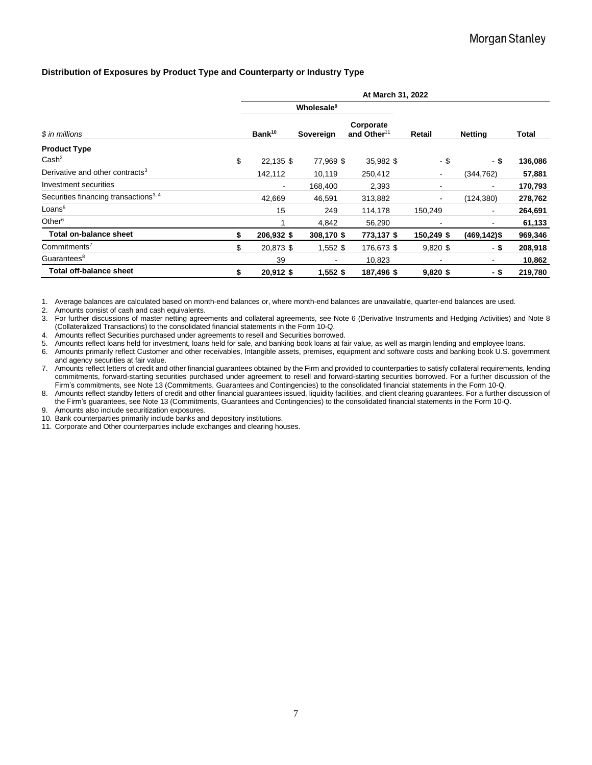## Distribution of Exposures by Product Type and Counterparty or Industry Type

| | At March 31, 2022 | | | | | |
|---|---|---|---|---|---|---|
| | Wholesale[9] | | | | | |
| *$ in millions* | Bank[10] | Sovereign | Corporate and Other[11] | Retail | Netting | Total |
| **Product Type** | | | | | | |
| Cash[2] | $ 22,135 | $ 77,969 | $ 35,982 | $ - | $ - | **$ 136,086** |
| Derivative and other contracts[3] | 142,112 | 10,119 | 250,412 | - | (344,762) | **57,881** |
| Investment securities | - | 168,400 | 2,393 | - | - | **170,793** |
| Securities financing transactions[3, 4] | 42,669 | 46,591 | 313,882 | - | (124,380) | **278,762** |
| Loans[5] | 15 | 249 | 114,178 | 150,249 | - | **264,691** |
| Other[6] | 1 | 4,842 | 56,290 | - | - | **61,133** |
| **Total on-balance sheet** | **$ 206,932** | **$ 308,170** | **$ 773,137** | **$ 150,249** | **$ (469,142)** | **$ 969,346** |
| Commitments[7] | $ 20,873 | $ 1,552 | $ 176,673 | $ 9,820 | $ - | **$ 208,918** |
| Guarantees[8] | 39 | - | 10,823 | - | - | **10,862** |
| **Total off-balance sheet** | **$ 20,912** | **$ 1,552** | **$ 187,496** | **$ 9,820** | **$ -** | **$ 219,780** |

1. Average balances are calculated based on month-end balances or, where month-end balances are unavailable, quarter-end balances are used.
2. Amounts consist of cash and cash equivalents.
3. For further discussions of master netting agreements and collateral agreements, see Note 6 (Derivative Instruments and Hedging Activities) and Note 8 (Collateralized Transactions) to the consolidated financial statements in the Form 10-Q.
4. Amounts reflect Securities purchased under agreements to resell and Securities borrowed.
5. Amounts reflect loans held for investment, loans held for sale, and banking book loans at fair value, as well as margin lending and employee loans.
6. Amounts primarily reflect Customer and other receivables, Intangible assets, premises, equipment and software costs and banking book U.S. government and agency securities at fair value.
7. Amounts reflect letters of credit and other financial guarantees obtained by the Firm and provided to counterparties to satisfy collateral requirements, lending commitments, forward-starting securities purchased under agreement to resell and forward-starting securities borrowed. For a further discussion of the Firm's commitments, see Note 13 (Commitments, Guarantees and Contingencies) to the consolidated financial statements in the Form 10-Q.
8. Amounts reflect standby letters of credit and other financial guarantees issued, liquidity facilities, and client clearing guarantees. For a further discussion of the Firm's guarantees, see Note 13 (Commitments, Guarantees and Contingencies) to the consolidated financial statements in the Form 10-Q.
9. Amounts also include securitization exposures.
10. Bank counterparties primarily include banks and depository institutions.
11. Corporate and Other counterparties include exchanges and clearing houses.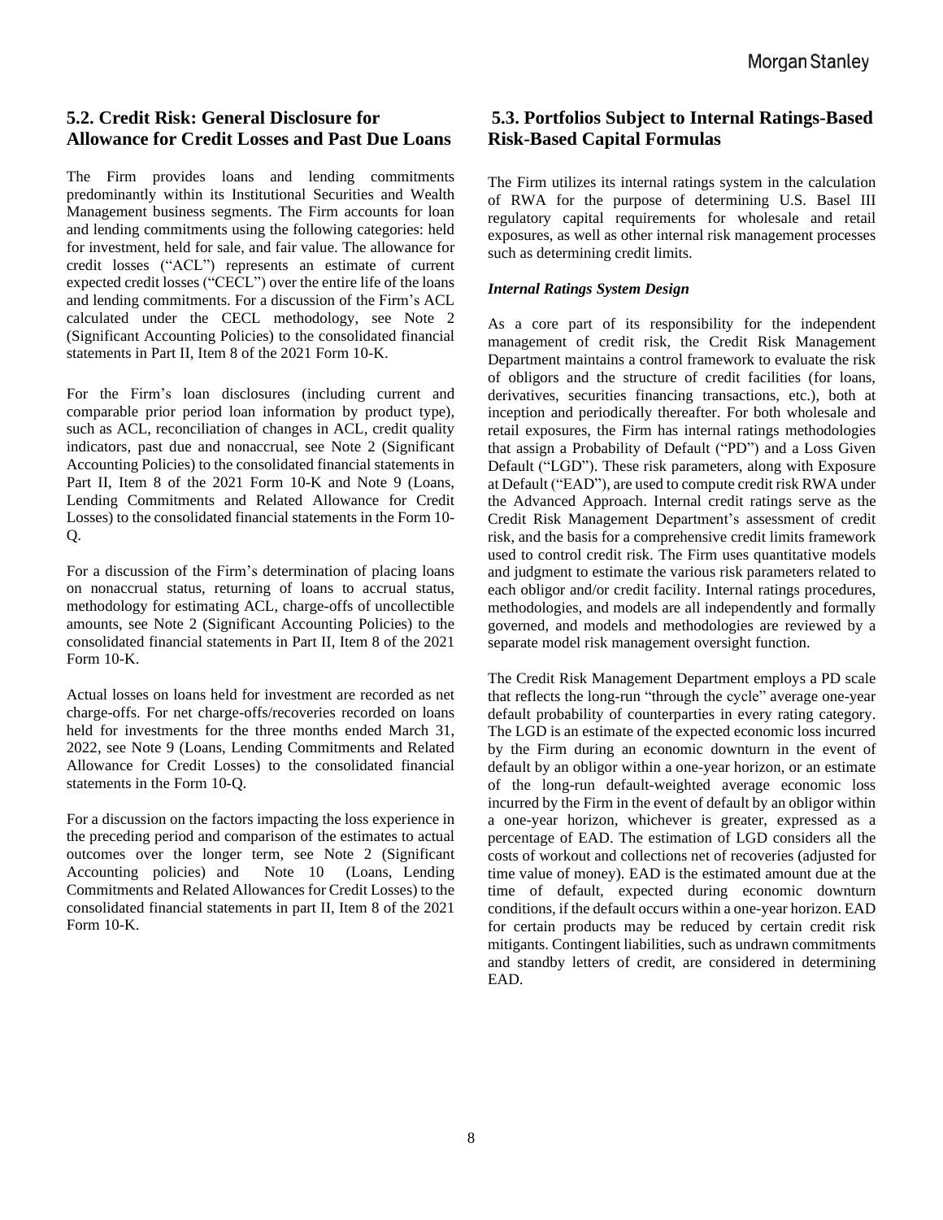## 5.2. Credit Risk: General Disclosure for Allowance for Credit Losses and Past Due Loans

The Firm provides loans and lending commitments predominantly within its Institutional Securities and Wealth Management business segments. The Firm accounts for loan and lending commitments using the following categories: held for investment, held for sale, and fair value. The allowance for credit losses ("ACL") represents an estimate of current expected credit losses ("CECL") over the entire life of the loans and lending commitments. For a discussion of the Firm's ACL calculated under the CECL methodology, see Note 2 (Significant Accounting Policies) to the consolidated financial statements in Part II, Item 8 of the 2021 Form 10-K.

For the Firm's loan disclosures (including current and comparable prior period loan information by product type), such as ACL, reconciliation of changes in ACL, credit quality indicators, past due and nonaccrual, see Note 2 (Significant Accounting Policies) to the consolidated financial statements in Part II, Item 8 of the 2021 Form 10-K and Note 9 (Loans, Lending Commitments and Related Allowance for Credit Losses) to the consolidated financial statements in the Form 10-Q.

For a discussion of the Firm's determination of placing loans on nonaccrual status, returning of loans to accrual status, methodology for estimating ACL, charge-offs of uncollectible amounts, see Note 2 (Significant Accounting Policies) to the consolidated financial statements in Part II, Item 8 of the 2021 Form 10-K.

Actual losses on loans held for investment are recorded as net charge-offs. For net charge-offs/recoveries recorded on loans held for investments for the three months ended March 31, 2022, see Note 9 (Loans, Lending Commitments and Related Allowance for Credit Losses) to the consolidated financial statements in the Form 10-Q.

For a discussion on the factors impacting the loss experience in the preceding period and comparison of the estimates to actual outcomes over the longer term, see Note 2 (Significant Accounting policies) and Note 10 (Loans, Lending Commitments and Related Allowances for Credit Losses) to the consolidated financial statements in part II, Item 8 of the 2021 Form 10-K.

## 5.3. Portfolios Subject to Internal Ratings-Based Risk-Based Capital Formulas

The Firm utilizes its internal ratings system in the calculation of RWA for the purpose of determining U.S. Basel III regulatory capital requirements for wholesale and retail exposures, as well as other internal risk management processes such as determining credit limits.

***Internal Ratings System Design***

As a core part of its responsibility for the independent management of credit risk, the Credit Risk Management Department maintains a control framework to evaluate the risk of obligors and the structure of credit facilities (for loans, derivatives, securities financing transactions, etc.), both at inception and periodically thereafter. For both wholesale and retail exposures, the Firm has internal ratings methodologies that assign a Probability of Default ("PD") and a Loss Given Default ("LGD"). These risk parameters, along with Exposure at Default ("EAD"), are used to compute credit risk RWA under the Advanced Approach. Internal credit ratings serve as the Credit Risk Management Department's assessment of credit risk, and the basis for a comprehensive credit limits framework used to control credit risk. The Firm uses quantitative models and judgment to estimate the various risk parameters related to each obligor and/or credit facility. Internal ratings procedures, methodologies, and models are all independently and formally governed, and models and methodologies are reviewed by a separate model risk management oversight function.

The Credit Risk Management Department employs a PD scale that reflects the long-run "through the cycle" average one-year default probability of counterparties in every rating category. The LGD is an estimate of the expected economic loss incurred by the Firm during an economic downturn in the event of default by an obligor within a one-year horizon, or an estimate of the long-run default-weighted average economic loss incurred by the Firm in the event of default by an obligor within a one-year horizon, whichever is greater, expressed as a percentage of EAD. The estimation of LGD considers all the costs of workout and collections net of recoveries (adjusted for time value of money). EAD is the estimated amount due at the time of default, expected during economic downturn conditions, if the default occurs within a one-year horizon. EAD for certain products may be reduced by certain credit risk mitigants. Contingent liabilities, such as undrawn commitments and standby letters of credit, are considered in determining EAD.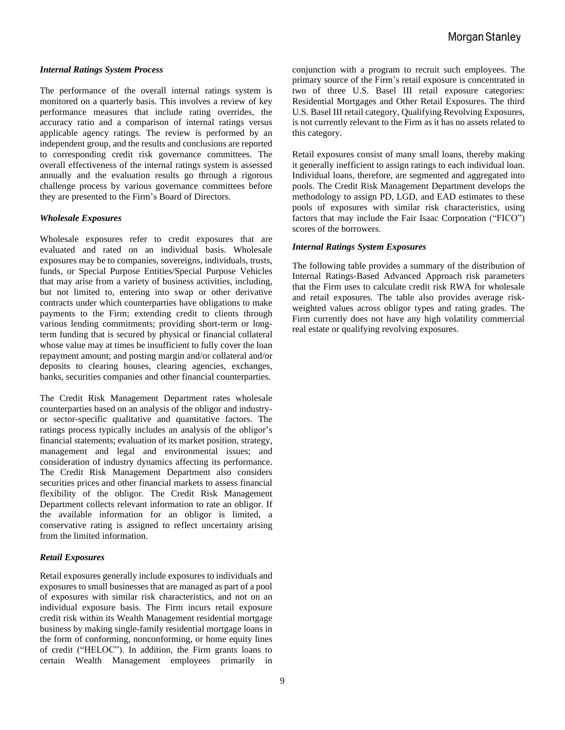### *Internal Ratings System Process*

The performance of the overall internal ratings system is monitored on a quarterly basis. This involves a review of key performance measures that include rating overrides, the accuracy ratio and a comparison of internal ratings versus applicable agency ratings. The review is performed by an independent group, and the results and conclusions are reported to corresponding credit risk governance committees. The overall effectiveness of the internal ratings system is assessed annually and the evaluation results go through a rigorous challenge process by various governance committees before they are presented to the Firm's Board of Directors.

### *Wholesale Exposures*

Wholesale exposures refer to credit exposures that are evaluated and rated on an individual basis. Wholesale exposures may be to companies, sovereigns, individuals, trusts, funds, or Special Purpose Entities/Special Purpose Vehicles that may arise from a variety of business activities, including, but not limited to, entering into swap or other derivative contracts under which counterparties have obligations to make payments to the Firm; extending credit to clients through various lending commitments; providing short-term or long-term funding that is secured by physical or financial collateral whose value may at times be insufficient to fully cover the loan repayment amount; and posting margin and/or collateral and/or deposits to clearing houses, clearing agencies, exchanges, banks, securities companies and other financial counterparties.

The Credit Risk Management Department rates wholesale counterparties based on an analysis of the obligor and industry- or sector-specific qualitative and quantitative factors. The ratings process typically includes an analysis of the obligor's financial statements; evaluation of its market position, strategy, management and legal and environmental issues; and consideration of industry dynamics affecting its performance. The Credit Risk Management Department also considers securities prices and other financial markets to assess financial flexibility of the obligor. The Credit Risk Management Department collects relevant information to rate an obligor. If the available information for an obligor is limited, a conservative rating is assigned to reflect uncertainty arising from the limited information.

### *Retail Exposures*

Retail exposures generally include exposures to individuals and exposures to small businesses that are managed as part of a pool of exposures with similar risk characteristics, and not on an individual exposure basis. The Firm incurs retail exposure credit risk within its Wealth Management residential mortgage business by making single-family residential mortgage loans in the form of conforming, nonconforming, or home equity lines of credit ("HELOC"). In addition, the Firm grants loans to certain Wealth Management employees primarily in conjunction with a program to recruit such employees. The primary source of the Firm's retail exposure is concentrated in two of three U.S. Basel III retail exposure categories: Residential Mortgages and Other Retail Exposures. The third U.S. Basel III retail category, Qualifying Revolving Exposures, is not currently relevant to the Firm as it has no assets related to this category.

Retail exposures consist of many small loans, thereby making it generally inefficient to assign ratings to each individual loan. Individual loans, therefore, are segmented and aggregated into pools. The Credit Risk Management Department develops the methodology to assign PD, LGD, and EAD estimates to these pools of exposures with similar risk characteristics, using factors that may include the Fair Isaac Corporation ("FICO") scores of the borrowers.

### *Internal Ratings System Exposures*

The following table provides a summary of the distribution of Internal Ratings-Based Advanced Approach risk parameters that the Firm uses to calculate credit risk RWA for wholesale and retail exposures. The table also provides average risk-weighted values across obligor types and rating grades. The Firm currently does not have any high volatility commercial real estate or qualifying revolving exposures.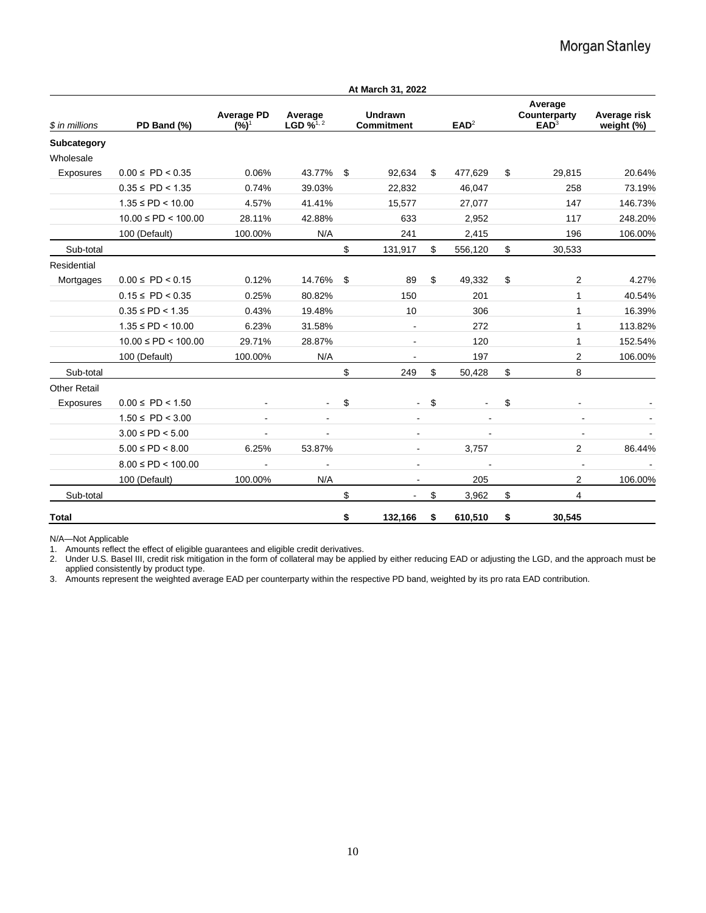| $ in millions | PD Band (%) | Average PD (%)[1] | Average LGD %[1, 2] | Undrawn Commitment | EAD[2] | Average Counterparty EAD[3] | Average risk weight (%) |
|---|---|---|---|---|---|---|---|
| | | | | At March 31, 2022 | | | |
| **Subcategory** | | | | | | | |
| Wholesale | | | | | | | |
| Exposures | 0.00 ≤ PD < 0.35 | 0.06% | 43.77% | $ 92,634 | $ 477,629 | $ 29,815 | 20.64% |
| | 0.35 ≤ PD < 1.35 | 0.74% | 39.03% | 22,832 | 46,047 | 258 | 73.19% |
| | 1.35 ≤ PD < 10.00 | 4.57% | 41.41% | 15,577 | 27,077 | 147 | 146.73% |
| | 10.00 ≤ PD < 100.00 | 28.11% | 42.88% | 633 | 2,952 | 117 | 248.20% |
| | 100 (Default) | 100.00% | N/A | 241 | 2,415 | 196 | 106.00% |
| Sub-total | | | | $ 131,917 | $ 556,120 | $ 30,533 | |
| Residential | | | | | | | |
| Mortgages | 0.00 ≤ PD < 0.15 | 0.12% | 14.76% | $ 89 | $ 49,332 | $ 2 | 4.27% |
| | 0.15 ≤ PD < 0.35 | 0.25% | 80.82% | 150 | 201 | 1 | 40.54% |
| | 0.35 ≤ PD < 1.35 | 0.43% | 19.48% | 10 | 306 | 1 | 16.39% |
| | 1.35 ≤ PD < 10.00 | 6.23% | 31.58% | - | 272 | 1 | 113.82% |
| | 10.00 ≤ PD < 100.00 | 29.71% | 28.87% | - | 120 | 1 | 152.54% |
| | 100 (Default) | 100.00% | N/A | - | 197 | 2 | 106.00% |
| Sub-total | | | | $ 249 | $ 50,428 | $ 8 | |
| Other Retail | | | | | | | |
| Exposures | 0.00 ≤ PD < 1.50 | - | - | $ - | $ - | $ - | - |
| | 1.50 ≤ PD < 3.00 | - | - | - | - | - | - |
| | 3.00 ≤ PD < 5.00 | - | - | - | - | - | - |
| | 5.00 ≤ PD < 8.00 | 6.25% | 53.87% | - | 3,757 | 2 | 86.44% |
| | 8.00 ≤ PD < 100.00 | - | - | - | - | - | - |
| | 100 (Default) | 100.00% | N/A | - | 205 | 2 | 106.00% |
| Sub-total | | | | $ - | $ 3,962 | $ 4 | |
| **Total** | | | | **$ 132,166** | **$ 610,510** | **$ 30,545** | |

N/A—Not Applicable

1. Amounts reflect the effect of eligible guarantees and eligible credit derivatives.
2. Under U.S. Basel III, credit risk mitigation in the form of collateral may be applied by either reducing EAD or adjusting the LGD, and the approach must be applied consistently by product type.
3. Amounts represent the weighted average EAD per counterparty within the respective PD band, weighted by its pro rata EAD contribution.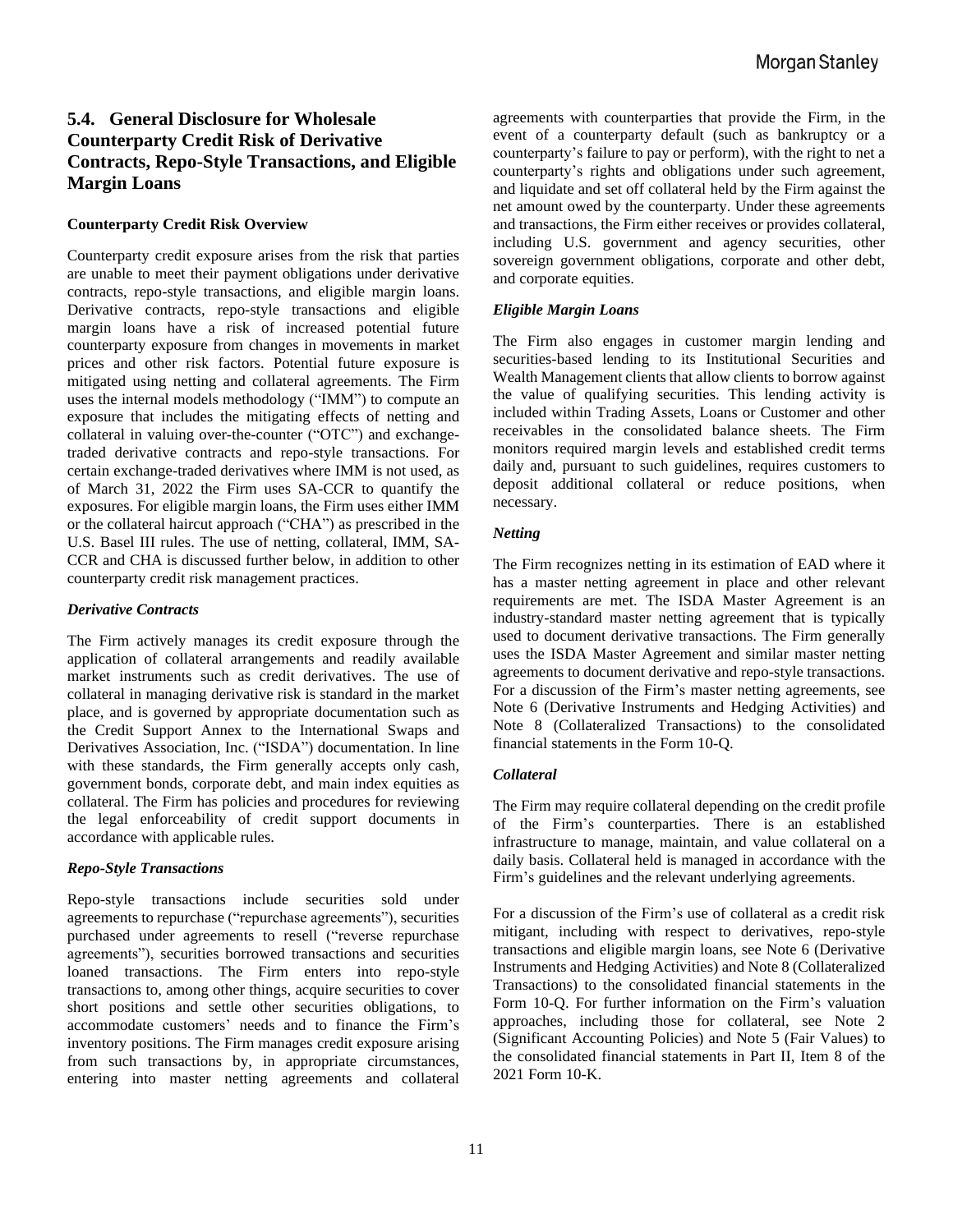## 5.4. General Disclosure for Wholesale Counterparty Credit Risk of Derivative Contracts, Repo-Style Transactions, and Eligible Margin Loans

### Counterparty Credit Risk Overview

Counterparty credit exposure arises from the risk that parties are unable to meet their payment obligations under derivative contracts, repo-style transactions, and eligible margin loans. Derivative contracts, repo-style transactions and eligible margin loans have a risk of increased potential future counterparty exposure from changes in movements in market prices and other risk factors. Potential future exposure is mitigated using netting and collateral agreements. The Firm uses the internal models methodology ("IMM") to compute an exposure that includes the mitigating effects of netting and collateral in valuing over-the-counter ("OTC") and exchange-traded derivative contracts and repo-style transactions. For certain exchange-traded derivatives where IMM is not used, as of March 31, 2022 the Firm uses SA-CCR to quantify the exposures. For eligible margin loans, the Firm uses either IMM or the collateral haircut approach ("CHA") as prescribed in the U.S. Basel III rules. The use of netting, collateral, IMM, SA-CCR and CHA is discussed further below, in addition to other counterparty credit risk management practices.

#### *Derivative Contracts*

The Firm actively manages its credit exposure through the application of collateral arrangements and readily available market instruments such as credit derivatives. The use of collateral in managing derivative risk is standard in the market place, and is governed by appropriate documentation such as the Credit Support Annex to the International Swaps and Derivatives Association, Inc. ("ISDA") documentation. In line with these standards, the Firm generally accepts only cash, government bonds, corporate debt, and main index equities as collateral. The Firm has policies and procedures for reviewing the legal enforceability of credit support documents in accordance with applicable rules.

#### *Repo-Style Transactions*

Repo-style transactions include securities sold under agreements to repurchase ("repurchase agreements"), securities purchased under agreements to resell ("reverse repurchase agreements"), securities borrowed transactions and securities loaned transactions. The Firm enters into repo-style transactions to, among other things, acquire securities to cover short positions and settle other securities obligations, to accommodate customers' needs and to finance the Firm's inventory positions. The Firm manages credit exposure arising from such transactions by, in appropriate circumstances, entering into master netting agreements and collateral agreements with counterparties that provide the Firm, in the event of a counterparty default (such as bankruptcy or a counterparty's failure to pay or perform), with the right to net a counterparty's rights and obligations under such agreement, and liquidate and set off collateral held by the Firm against the net amount owed by the counterparty. Under these agreements and transactions, the Firm either receives or provides collateral, including U.S. government and agency securities, other sovereign government obligations, corporate and other debt, and corporate equities.

#### *Eligible Margin Loans*

The Firm also engages in customer margin lending and securities-based lending to its Institutional Securities and Wealth Management clients that allow clients to borrow against the value of qualifying securities. This lending activity is included within Trading Assets, Loans or Customer and other receivables in the consolidated balance sheets. The Firm monitors required margin levels and established credit terms daily and, pursuant to such guidelines, requires customers to deposit additional collateral or reduce positions, when necessary.

#### *Netting*

The Firm recognizes netting in its estimation of EAD where it has a master netting agreement in place and other relevant requirements are met. The ISDA Master Agreement is an industry-standard master netting agreement that is typically used to document derivative transactions. The Firm generally uses the ISDA Master Agreement and similar master netting agreements to document derivative and repo-style transactions. For a discussion of the Firm's master netting agreements, see Note 6 (Derivative Instruments and Hedging Activities) and Note 8 (Collateralized Transactions) to the consolidated financial statements in the Form 10-Q.

#### *Collateral*

The Firm may require collateral depending on the credit profile of the Firm's counterparties. There is an established infrastructure to manage, maintain, and value collateral on a daily basis. Collateral held is managed in accordance with the Firm's guidelines and the relevant underlying agreements.

For a discussion of the Firm's use of collateral as a credit risk mitigant, including with respect to derivatives, repo-style transactions and eligible margin loans, see Note 6 (Derivative Instruments and Hedging Activities) and Note 8 (Collateralized Transactions) to the consolidated financial statements in the Form 10-Q. For further information on the Firm's valuation approaches, including those for collateral, see Note 2 (Significant Accounting Policies) and Note 5 (Fair Values) to the consolidated financial statements in Part II, Item 8 of the 2021 Form 10-K.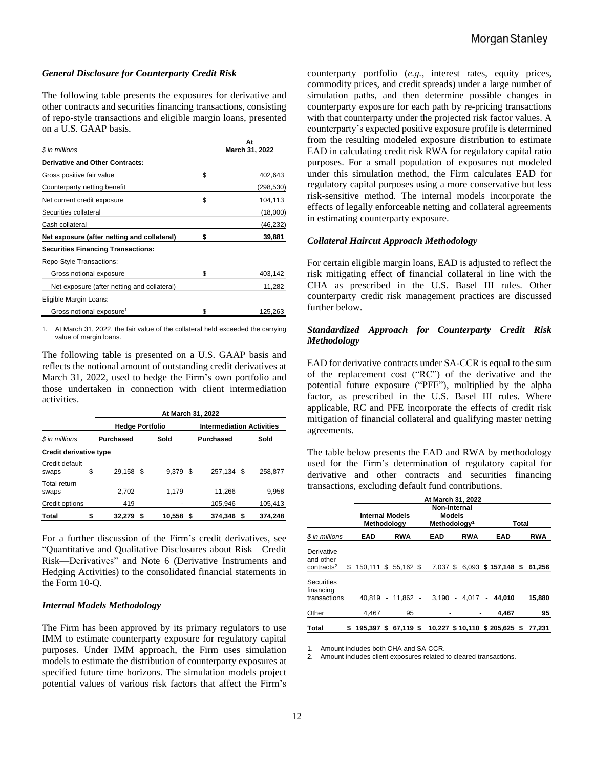### *General Disclosure for Counterparty Credit Risk*

The following table presents the exposures for derivative and other contracts and securities financing transactions, consisting of repo-style transactions and eligible margin loans, presented on a U.S. GAAP basis.

| *$ in millions* | At March 31, 2022 |
|---|---|
| **Derivative and Other Contracts:** | |
| Gross positive fair value | $ 402,643 |
| Counterparty netting benefit | (298,530) |
| Net current credit exposure | $ 104,113 |
| Securities collateral | (18,000) |
| Cash collateral | (46,232) |
| **Net exposure (after netting and collateral)** | **$ 39,881** |
| **Securities Financing Transactions:** | |
| Repo-Style Transactions: | |
| Gross notional exposure | $ 403,142 |
| Net exposure (after netting and collateral) | 11,282 |
| Eligible Margin Loans: | |
| Gross notional exposure[1] | $ 125,263 |

1. At March 31, 2022, the fair value of the collateral held exceeded the carrying value of margin loans.

The following table is presented on a U.S. GAAP basis and reflects the notional amount of outstanding credit derivatives at March 31, 2022, used to hedge the Firm's own portfolio and those undertaken in connection with client intermediation activities.

| | At March 31, 2022 | | | |
|---|---|---|---|---|
| | Hedge Portfolio | | Intermediation Activities | |
| *$ in millions* | Purchased | Sold | Purchased | Sold |
| **Credit derivative type** | | | | |
| Credit default swaps | $ 29,158 | $ 9,379 | $ 257,134 | $ 258,877 |
| Total return swaps | 2,702 | 1,179 | 11,266 | 9,958 |
| Credit options | 419 | - | 105,946 | 105,413 |
| **Total** | **$ 32,279** | **$ 10,558** | **$ 374,346** | **$ 374,248** |

For a further discussion of the Firm's credit derivatives, see "Quantitative and Qualitative Disclosures about Risk—Credit Risk—Derivatives" and Note 6 (Derivative Instruments and Hedging Activities) to the consolidated financial statements in the Form 10-Q.

### *Internal Models Methodology*

The Firm has been approved by its primary regulators to use IMM to estimate counterparty exposure for regulatory capital purposes. Under IMM approach, the Firm uses simulation models to estimate the distribution of counterparty exposures at specified future time horizons. The simulation models project potential values of various risk factors that affect the Firm's counterparty portfolio (*e.g.*, interest rates, equity prices, commodity prices, and credit spreads) under a large number of simulation paths, and then determine possible changes in counterparty exposure for each path by re-pricing transactions with that counterparty under the projected risk factor values. A counterparty's expected positive exposure profile is determined from the resulting modeled exposure distribution to estimate EAD in calculating credit risk RWA for regulatory capital ratio purposes. For a small population of exposures not modeled under this simulation method, the Firm calculates EAD for regulatory capital purposes using a more conservative but less risk-sensitive method. The internal models incorporate the effects of legally enforceable netting and collateral agreements in estimating counterparty exposure.

### *Collateral Haircut Approach Methodology*

For certain eligible margin loans, EAD is adjusted to reflect the risk mitigating effect of financial collateral in line with the CHA as prescribed in the U.S. Basel III rules. Other counterparty credit risk management practices are discussed further below.

### *Standardized Approach for Counterparty Credit Risk Methodology*

EAD for derivative contracts under SA-CCR is equal to the sum of the replacement cost ("RC") of the derivative and the potential future exposure ("PFE"), multiplied by the alpha factor, as prescribed in the U.S. Basel III rules. Where applicable, RC and PFE incorporate the effects of credit risk mitigation of financial collateral and qualifying master netting agreements.

The table below presents the EAD and RWA by methodology used for the Firm's determination of regulatory capital for derivative and other contracts and securities financing transactions, excluding default fund contributions.

| | At March 31, 2022 | | | | | |
|---|---|---|---|---|---|---|
| | Internal Models Methodology | | Non-Internal Models Methodology[1] | | Total | |
| *$ in millions* | EAD | RWA | EAD | RWA | EAD | RWA |
| Derivative and other contracts[2] | $ 150,111 | $ 55,162 | $ 7,037 | $ 6,093 | **$ 157,148** | **$ 61,256** |
| Securities financing transactions | 40,819 | 11,862 | 3,190 | 4,017 | **44,010** | **15,880** |
| Other | 4,467 | 95 | - | - | **4,467** | **95** |
| **Total** | **$ 195,397** | **$ 67,119** | **$ 10,227** | **$ 10,110** | **$ 205,625** | **$ 77,231** |

1. Amount includes both CHA and SA-CCR.
2. Amount includes client exposures related to cleared transactions.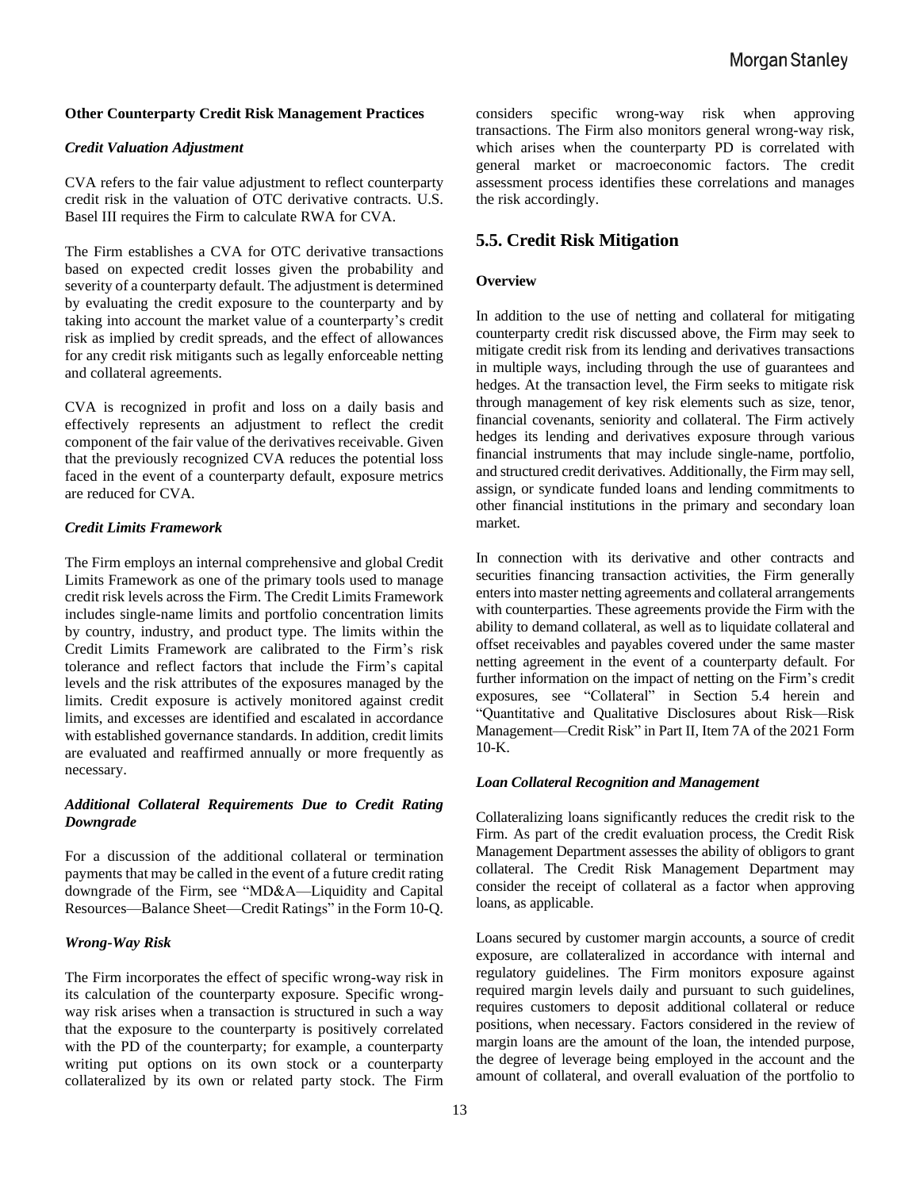### Other Counterparty Credit Risk Management Practices

#### *Credit Valuation Adjustment*

CVA refers to the fair value adjustment to reflect counterparty credit risk in the valuation of OTC derivative contracts. U.S. Basel III requires the Firm to calculate RWA for CVA.

The Firm establishes a CVA for OTC derivative transactions based on expected credit losses given the probability and severity of a counterparty default. The adjustment is determined by evaluating the credit exposure to the counterparty and by taking into account the market value of a counterparty's credit risk as implied by credit spreads, and the effect of allowances for any credit risk mitigants such as legally enforceable netting and collateral agreements.

CVA is recognized in profit and loss on a daily basis and effectively represents an adjustment to reflect the credit component of the fair value of the derivatives receivable. Given that the previously recognized CVA reduces the potential loss faced in the event of a counterparty default, exposure metrics are reduced for CVA.

#### *Credit Limits Framework*

The Firm employs an internal comprehensive and global Credit Limits Framework as one of the primary tools used to manage credit risk levels across the Firm. The Credit Limits Framework includes single-name limits and portfolio concentration limits by country, industry, and product type. The limits within the Credit Limits Framework are calibrated to the Firm's risk tolerance and reflect factors that include the Firm's capital levels and the risk attributes of the exposures managed by the limits. Credit exposure is actively monitored against credit limits, and excesses are identified and escalated in accordance with established governance standards. In addition, credit limits are evaluated and reaffirmed annually or more frequently as necessary.

#### *Additional Collateral Requirements Due to Credit Rating Downgrade*

For a discussion of the additional collateral or termination payments that may be called in the event of a future credit rating downgrade of the Firm, see "MD&A—Liquidity and Capital Resources—Balance Sheet—Credit Ratings" in the Form 10-Q.

#### *Wrong-Way Risk*

The Firm incorporates the effect of specific wrong-way risk in its calculation of the counterparty exposure. Specific wrong-way risk arises when a transaction is structured in such a way that the exposure to the counterparty is positively correlated with the PD of the counterparty; for example, a counterparty writing put options on its own stock or a counterparty collateralized by its own or related party stock. The Firm considers specific wrong-way risk when approving transactions. The Firm also monitors general wrong-way risk, which arises when the counterparty PD is correlated with general market or macroeconomic factors. The credit assessment process identifies these correlations and manages the risk accordingly.

## 5.5. Credit Risk Mitigation

### Overview

In addition to the use of netting and collateral for mitigating counterparty credit risk discussed above, the Firm may seek to mitigate credit risk from its lending and derivatives transactions in multiple ways, including through the use of guarantees and hedges. At the transaction level, the Firm seeks to mitigate risk through management of key risk elements such as size, tenor, financial covenants, seniority and collateral. The Firm actively hedges its lending and derivatives exposure through various financial instruments that may include single-name, portfolio, and structured credit derivatives. Additionally, the Firm may sell, assign, or syndicate funded loans and lending commitments to other financial institutions in the primary and secondary loan market.

In connection with its derivative and other contracts and securities financing transaction activities, the Firm generally enters into master netting agreements and collateral arrangements with counterparties. These agreements provide the Firm with the ability to demand collateral, as well as to liquidate collateral and offset receivables and payables covered under the same master netting agreement in the event of a counterparty default. For further information on the impact of netting on the Firm's credit exposures, see "Collateral" in Section 5.4 herein and "Quantitative and Qualitative Disclosures about Risk—Risk Management—Credit Risk" in Part II, Item 7A of the 2021 Form 10-K.

#### *Loan Collateral Recognition and Management*

Collateralizing loans significantly reduces the credit risk to the Firm. As part of the credit evaluation process, the Credit Risk Management Department assesses the ability of obligors to grant collateral. The Credit Risk Management Department may consider the receipt of collateral as a factor when approving loans, as applicable.

Loans secured by customer margin accounts, a source of credit exposure, are collateralized in accordance with internal and regulatory guidelines. The Firm monitors exposure against required margin levels daily and pursuant to such guidelines, requires customers to deposit additional collateral or reduce positions, when necessary. Factors considered in the review of margin loans are the amount of the loan, the intended purpose, the degree of leverage being employed in the account and the amount of collateral, and overall evaluation of the portfolio to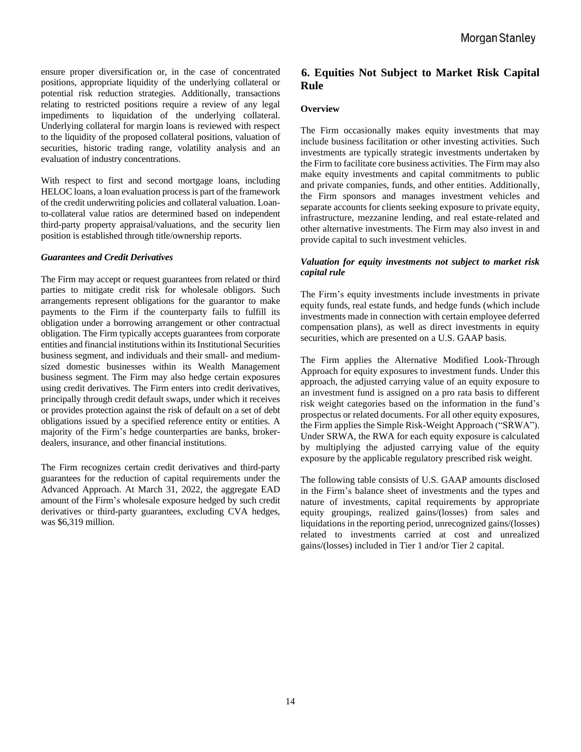ensure proper diversification or, in the case of concentrated positions, appropriate liquidity of the underlying collateral or potential risk reduction strategies. Additionally, transactions relating to restricted positions require a review of any legal impediments to liquidation of the underlying collateral. Underlying collateral for margin loans is reviewed with respect to the liquidity of the proposed collateral positions, valuation of securities, historic trading range, volatility analysis and an evaluation of industry concentrations.

With respect to first and second mortgage loans, including HELOC loans, a loan evaluation process is part of the framework of the credit underwriting policies and collateral valuation. Loan-to-collateral value ratios are determined based on independent third-party property appraisal/valuations, and the security lien position is established through title/ownership reports.

***Guarantees and Credit Derivatives***

The Firm may accept or request guarantees from related or third parties to mitigate credit risk for wholesale obligors. Such arrangements represent obligations for the guarantor to make payments to the Firm if the counterparty fails to fulfill its obligation under a borrowing arrangement or other contractual obligation. The Firm typically accepts guarantees from corporate entities and financial institutions within its Institutional Securities business segment, and individuals and their small- and medium-sized domestic businesses within its Wealth Management business segment. The Firm may also hedge certain exposures using credit derivatives. The Firm enters into credit derivatives, principally through credit default swaps, under which it receives or provides protection against the risk of default on a set of debt obligations issued by a specified reference entity or entities. A majority of the Firm's hedge counterparties are banks, broker-dealers, insurance, and other financial institutions.

The Firm recognizes certain credit derivatives and third-party guarantees for the reduction of capital requirements under the Advanced Approach. At March 31, 2022, the aggregate EAD amount of the Firm's wholesale exposure hedged by such credit derivatives or third-party guarantees, excluding CVA hedges, was $6,319 million.

## 6. Equities Not Subject to Market Risk Capital Rule

**Overview**

The Firm occasionally makes equity investments that may include business facilitation or other investing activities. Such investments are typically strategic investments undertaken by the Firm to facilitate core business activities. The Firm may also make equity investments and capital commitments to public and private companies, funds, and other entities. Additionally, the Firm sponsors and manages investment vehicles and separate accounts for clients seeking exposure to private equity, infrastructure, mezzanine lending, and real estate-related and other alternative investments. The Firm may also invest in and provide capital to such investment vehicles.

***Valuation for equity investments not subject to market risk capital rule***

The Firm's equity investments include investments in private equity funds, real estate funds, and hedge funds (which include investments made in connection with certain employee deferred compensation plans), as well as direct investments in equity securities, which are presented on a U.S. GAAP basis.

The Firm applies the Alternative Modified Look-Through Approach for equity exposures to investment funds. Under this approach, the adjusted carrying value of an equity exposure to an investment fund is assigned on a pro rata basis to different risk weight categories based on the information in the fund's prospectus or related documents. For all other equity exposures, the Firm applies the Simple Risk-Weight Approach ("SRWA"). Under SRWA, the RWA for each equity exposure is calculated by multiplying the adjusted carrying value of the equity exposure by the applicable regulatory prescribed risk weight.

The following table consists of U.S. GAAP amounts disclosed in the Firm's balance sheet of investments and the types and nature of investments, capital requirements by appropriate equity groupings, realized gains/(losses) from sales and liquidations in the reporting period, unrecognized gains/(losses) related to investments carried at cost and unrealized gains/(losses) included in Tier 1 and/or Tier 2 capital.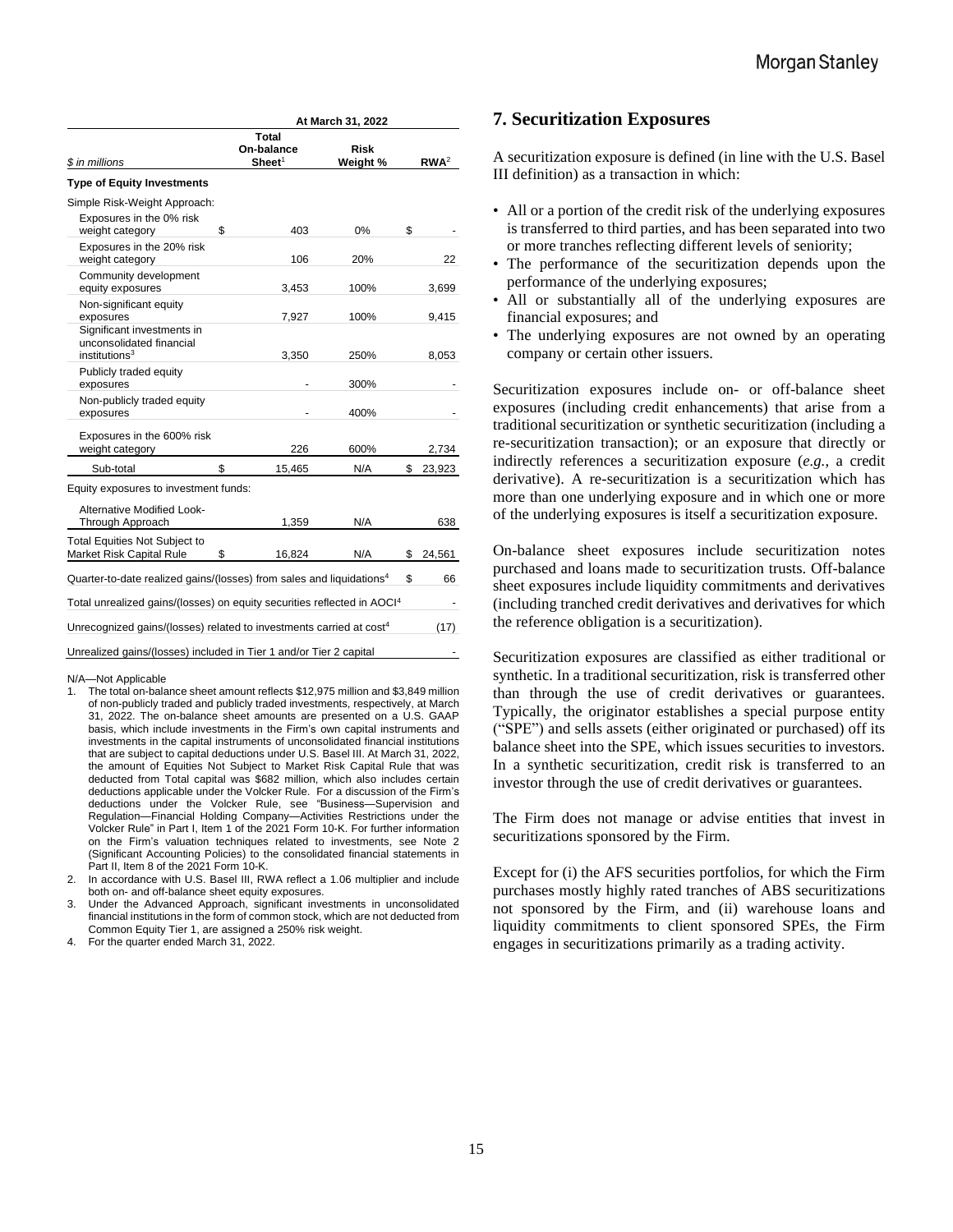| $ in millions | At March 31, 2022 | | |
|---|---|---|---|
| | Total On-balance Sheet[1] | Risk Weight % | RWA[2] |
| **Type of Equity Investments** | | | |
| Simple Risk-Weight Approach: | | | |
| Exposures in the 0% risk weight category | $ 403 | 0% | $ - |
| Exposures in the 20% risk weight category | 106 | 20% | 22 |
| Community development equity exposures | 3,453 | 100% | 3,699 |
| Non-significant equity exposures | 7,927 | 100% | 9,415 |
| Significant investments in unconsolidated financial institutions[3] | 3,350 | 250% | 8,053 |
| Publicly traded equity exposures | - | 300% | - |
| Non-publicly traded equity exposures | - | 400% | - |
| Exposures in the 600% risk weight category | 226 | 600% | 2,734 |
| Sub-total | $ 15,465 | N/A | $ 23,923 |
| Equity exposures to investment funds: | | | |
| Alternative Modified Look-Through Approach | 1,359 | N/A | 638 |
| Total Equities Not Subject to Market Risk Capital Rule | $ 16,824 | N/A | $ 24,561 |
| Quarter-to-date realized gains/(losses) from sales and liquidations[4] | | | $ 66 |
| Total unrealized gains/(losses) on equity securities reflected in AOCI[4] | | | - |
| Unrecognized gains/(losses) related to investments carried at cost[4] | | | (17) |
| Unrealized gains/(losses) included in Tier 1 and/or Tier 2 capital | | | - |

N/A—Not Applicable

1. The total on-balance sheet amount reflects $12,975 million and $3,849 million of non-publicly traded and publicly traded investments, respectively, at March 31, 2022. The on-balance sheet amounts are presented on a U.S. GAAP basis, which include investments in the Firm's own capital instruments and investments in the capital instruments of unconsolidated financial institutions that are subject to capital deductions under U.S. Basel III. At March 31, 2022, the amount of Equities Not Subject to Market Risk Capital Rule that was deducted from Total capital was $682 million, which also includes certain deductions applicable under the Volcker Rule. For a discussion of the Firm's deductions under the Volcker Rule, see "Business—Supervision and Regulation—Financial Holding Company—Activities Restrictions under the Volcker Rule" in Part I, Item 1 of the 2021 Form 10-K. For further information on the Firm's valuation techniques related to investments, see Note 2 (Significant Accounting Policies) to the consolidated financial statements in Part II, Item 8 of the 2021 Form 10-K.
2. In accordance with U.S. Basel III, RWA reflect a 1.06 multiplier and include both on- and off-balance sheet equity exposures.
3. Under the Advanced Approach, significant investments in unconsolidated financial institutions in the form of common stock, which are not deducted from Common Equity Tier 1, are assigned a 250% risk weight.
4. For the quarter ended March 31, 2022.

## 7. Securitization Exposures

A securitization exposure is defined (in line with the U.S. Basel III definition) as a transaction in which:

- All or a portion of the credit risk of the underlying exposures is transferred to third parties, and has been separated into two or more tranches reflecting different levels of seniority;
- The performance of the securitization depends upon the performance of the underlying exposures;
- All or substantially all of the underlying exposures are financial exposures; and
- The underlying exposures are not owned by an operating company or certain other issuers.

Securitization exposures include on- or off-balance sheet exposures (including credit enhancements) that arise from a traditional securitization or synthetic securitization (including a re-securitization transaction); or an exposure that directly or indirectly references a securitization exposure (*e.g.*, a credit derivative). A re-securitization is a securitization which has more than one underlying exposure and in which one or more of the underlying exposures is itself a securitization exposure.

On-balance sheet exposures include securitization notes purchased and loans made to securitization trusts. Off-balance sheet exposures include liquidity commitments and derivatives (including tranched credit derivatives and derivatives for which the reference obligation is a securitization).

Securitization exposures are classified as either traditional or synthetic. In a traditional securitization, risk is transferred other than through the use of credit derivatives or guarantees. Typically, the originator establishes a special purpose entity ("SPE") and sells assets (either originated or purchased) off its balance sheet into the SPE, which issues securities to investors. In a synthetic securitization, credit risk is transferred to an investor through the use of credit derivatives or guarantees.

The Firm does not manage or advise entities that invest in securitizations sponsored by the Firm.

Except for (i) the AFS securities portfolios, for which the Firm purchases mostly highly rated tranches of ABS securitizations not sponsored by the Firm, and (ii) warehouse loans and liquidity commitments to client sponsored SPEs, the Firm engages in securitizations primarily as a trading activity.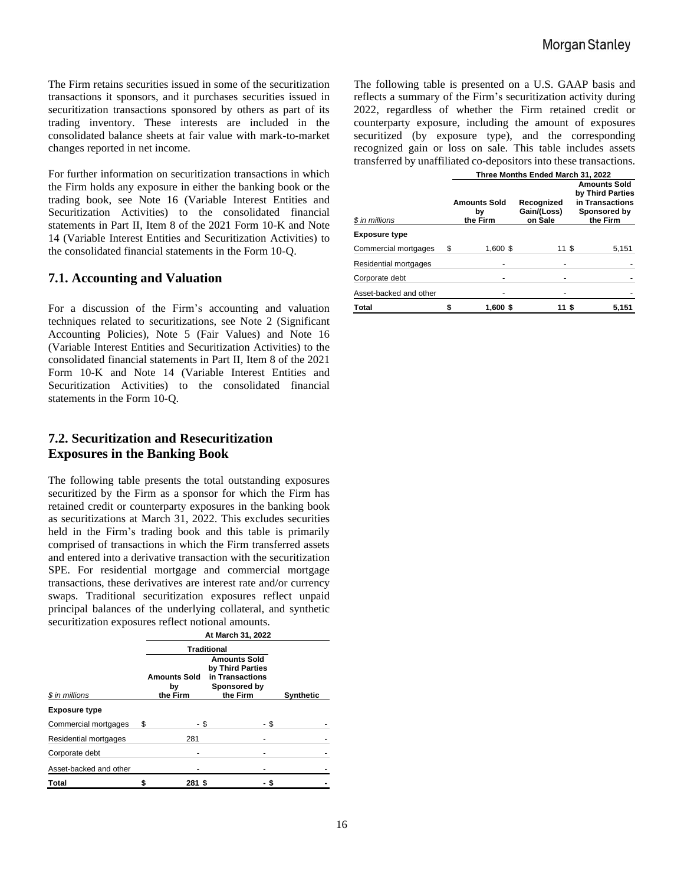The Firm retains securities issued in some of the securitization transactions it sponsors, and it purchases securities issued in securitization transactions sponsored by others as part of its trading inventory. These interests are included in the consolidated balance sheets at fair value with mark-to-market changes reported in net income.

For further information on securitization transactions in which the Firm holds any exposure in either the banking book or the trading book, see Note 16 (Variable Interest Entities and Securitization Activities) to the consolidated financial statements in Part II, Item 8 of the 2021 Form 10-K and Note 14 (Variable Interest Entities and Securitization Activities) to the consolidated financial statements in the Form 10-Q.

## 7.1. Accounting and Valuation

For a discussion of the Firm's accounting and valuation techniques related to securitizations, see Note 2 (Significant Accounting Policies), Note 5 (Fair Values) and Note 16 (Variable Interest Entities and Securitization Activities) to the consolidated financial statements in Part II, Item 8 of the 2021 Form 10-K and Note 14 (Variable Interest Entities and Securitization Activities) to the consolidated financial statements in the Form 10-Q.

## 7.2. Securitization and Resecuritization Exposures in the Banking Book

The following table presents the total outstanding exposures securitized by the Firm as a sponsor for which the Firm has retained credit or counterparty exposures in the banking book as securitizations at March 31, 2022. This excludes securities held in the Firm's trading book and this table is primarily comprised of transactions in which the Firm transferred assets and entered into a derivative transaction with the securitization SPE. For residential mortgage and commercial mortgage transactions, these derivatives are interest rate and/or currency swaps. Traditional securitization exposures reflect unpaid principal balances of the underlying collateral, and synthetic securitization exposures reflect notional amounts.

| | At March 31, 2022 | | |
|---|---|---|---|
| | Traditional | | |
| *$ in millions* | Amounts Sold by the Firm | Amounts Sold by Third Parties in Transactions Sponsored by the Firm | Synthetic |
| **Exposure type** | | | |
| Commercial mortgages | $ - | $ - | $ - |
| Residential mortgages | 281 | - | - |
| Corporate debt | - | - | - |
| Asset-backed and other | - | - | - |
| **Total** | **$ 281** | **$ -** | **$ -** |

The following table is presented on a U.S. GAAP basis and reflects a summary of the Firm's securitization activity during 2022, regardless of whether the Firm retained credit or counterparty exposure, including the amount of exposures securitized (by exposure type), and the corresponding recognized gain or loss on sale. This table includes assets transferred by unaffiliated co-depositors into these transactions.

| | Three Months Ended March 31, 2022 | | |
|---|---|---|---|
| *$ in millions* | Amounts Sold by the Firm | Recognized Gain/(Loss) on Sale | Amounts Sold by Third Parties in Transactions Sponsored by the Firm |
| **Exposure type** | | | |
| Commercial mortgages | $ 1,600 | $ 11 | $ 5,151 |
| Residential mortgages | - | - | - |
| Corporate debt | - | - | - |
| Asset-backed and other | - | - | - |
| **Total** | **$ 1,600** | **$ 11** | **$ 5,151** |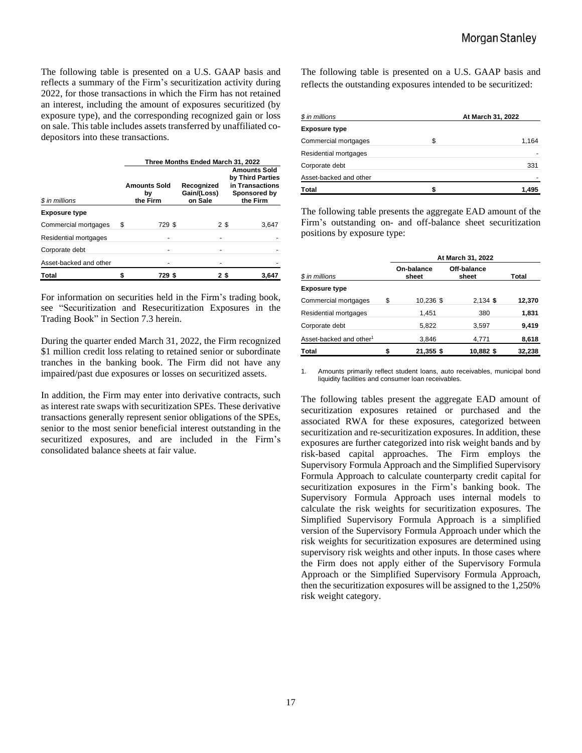The following table is presented on a U.S. GAAP basis and reflects a summary of the Firm's securitization activity during 2022, for those transactions in which the Firm has not retained an interest, including the amount of exposures securitized (by exposure type), and the corresponding recognized gain or loss on sale. This table includes assets transferred by unaffiliated co-depositors into these transactions.

| | Three Months Ended March 31, 2022 | | |
|---|---|---|---|
| $ in millions | Amounts Sold by the Firm | Recognized Gain/(Loss) on Sale | Amounts Sold by Third Parties in Transactions Sponsored by the Firm |
| **Exposure type** | | | |
| Commercial mortgages | $ 729 | $ 2 | $ 3,647 |
| Residential mortgages | - | - | - |
| Corporate debt | - | - | - |
| Asset-backed and other | - | - | - |
| **Total** | **$ 729** | **$ 2** | **$ 3,647** |

For information on securities held in the Firm's trading book, see "Securitization and Resecuritization Exposures in the Trading Book" in Section 7.3 herein.

During the quarter ended March 31, 2022, the Firm recognized $1 million credit loss relating to retained senior or subordinate tranches in the banking book. The Firm did not have any impaired/past due exposures or losses on securitized assets.

In addition, the Firm may enter into derivative contracts, such as interest rate swaps with securitization SPEs. These derivative transactions generally represent senior obligations of the SPEs, senior to the most senior beneficial interest outstanding in the securitized exposures, and are included in the Firm's consolidated balance sheets at fair value.

The following table is presented on a U.S. GAAP basis and reflects the outstanding exposures intended to be securitized:

| $ in millions | At March 31, 2022 |
|---|---|
| **Exposure type** | |
| Commercial mortgages | $ 1,164 |
| Residential mortgages | - |
| Corporate debt | 331 |
| Asset-backed and other | - |
| **Total** | **$ 1,495** |

The following table presents the aggregate EAD amount of the Firm's outstanding on- and off-balance sheet securitization positions by exposure type:

| | At March 31, 2022 | | |
|---|---|---|---|
| $ in millions | On-balance sheet | Off-balance sheet | Total |
| **Exposure type** | | | |
| Commercial mortgages | $ 10,236 | $ 2,134 | $ **12,370** |
| Residential mortgages | 1,451 | 380 | **1,831** |
| Corporate debt | 5,822 | 3,597 | **9,419** |
| Asset-backed and other[1] | 3,846 | 4,771 | **8,618** |
| **Total** | **$ 21,355** | **$ 10,882** | **$ 32,238** |

1. Amounts primarily reflect student loans, auto receivables, municipal bond liquidity facilities and consumer loan receivables.

The following tables present the aggregate EAD amount of securitization exposures retained or purchased and the associated RWA for these exposures, categorized between securitization and re-securitization exposures. In addition, these exposures are further categorized into risk weight bands and by risk-based capital approaches. The Firm employs the Supervisory Formula Approach and the Simplified Supervisory Formula Approach to calculate counterparty credit capital for securitization exposures in the Firm's banking book. The Supervisory Formula Approach uses internal models to calculate the risk weights for securitization exposures. The Simplified Supervisory Formula Approach is a simplified version of the Supervisory Formula Approach under which the risk weights for securitization exposures are determined using supervisory risk weights and other inputs. In those cases where the Firm does not apply either of the Supervisory Formula Approach or the Simplified Supervisory Formula Approach, then the securitization exposures will be assigned to the 1,250% risk weight category.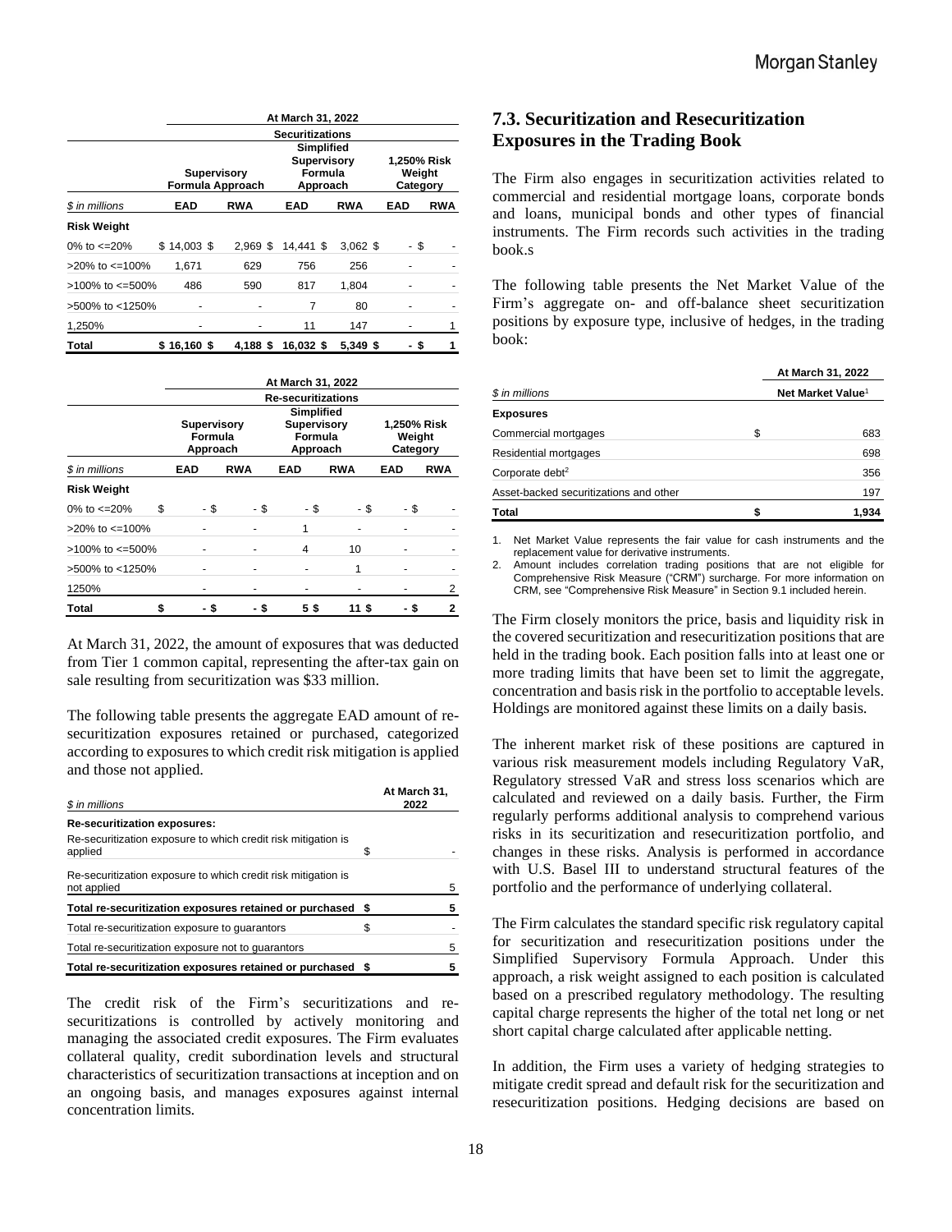| | At March 31, 2022 | | | | | |
|---|---|---|---|---|---|---|
| | Securitizations | | | | | |
| | Supervisory Formula Approach | | Simplified Supervisory Formula Approach | | 1,250% Risk Weight Category | |
| *$ in millions* | EAD | RWA | EAD | RWA | EAD | RWA |
| **Risk Weight** | | | | | | |
| 0% to <=20% | $ 14,003 | $ 2,969 | $ 14,441 | $ 3,062 | $ - | $ - |
| >20% to <=100% | 1,671 | 629 | 756 | 256 | - | - |
| >100% to <=500% | 486 | 590 | 817 | 1,804 | - | - |
| >500% to <1250% | - | - | 7 | 80 | - | - |
| 1,250% | - | - | 11 | 147 | - | 1 |
| **Total** | **$ 16,160** | **$ 4,188** | **$ 16,032** | **$ 5,349** | **$ -** | **$ 1** |

| | At March 31, 2022 | | | | | |
|---|---|---|---|---|---|---|
| | Re-securitizations | | | | | |
| | Supervisory Formula Approach | | Simplified Supervisory Formula Approach | | 1,250% Risk Weight Category | |
| *$ in millions* | EAD | RWA | EAD | RWA | EAD | RWA |
| **Risk Weight** | | | | | | |
| 0% to <=20% | $ - | $ - | $ - | $ - | $ - | $ - |
| >20% to <=100% | - | - | 1 | - | - | - |
| >100% to <=500% | - | - | 4 | 10 | - | - |
| >500% to <1250% | - | - | - | 1 | - | - |
| 1250% | - | - | - | - | - | 2 |
| **Total** | **$ -** | **$ -** | **$ 5** | **$ 11** | **$ -** | **$ 2** |

At March 31, 2022, the amount of exposures that was deducted from Tier 1 common capital, representing the after-tax gain on sale resulting from securitization was $33 million.

The following table presents the aggregate EAD amount of re-securitization exposures retained or purchased, categorized according to exposures to which credit risk mitigation is applied and those not applied.

| *$ in millions* | At March 31, 2022 |
|---|---|
| **Re-securitization exposures:** | |
| Re-securitization exposure to which credit risk mitigation is applied | $ - |
| Re-securitization exposure to which credit risk mitigation is not applied | 5 |
| **Total re-securitization exposures retained or purchased** | **$ 5** |
| Total re-securitization exposure to guarantors | $ - |
| Total re-securitization exposure not to guarantors | 5 |
| **Total re-securitization exposures retained or purchased** | **$ 5** |

The credit risk of the Firm's securitizations and re-securitizations is controlled by actively monitoring and managing the associated credit exposures. The Firm evaluates collateral quality, credit subordination levels and structural characteristics of securitization transactions at inception and on an ongoing basis, and manages exposures against internal concentration limits.

## 7.3. Securitization and Resecuritization Exposures in the Trading Book

The Firm also engages in securitization activities related to commercial and residential mortgage loans, corporate bonds and loans, municipal bonds and other types of financial instruments. The Firm records such activities in the trading book.s

The following table presents the Net Market Value of the Firm's aggregate on- and off-balance sheet securitization positions by exposure type, inclusive of hedges, in the trading book:

| *$ in millions* | At March 31, 2022 Net Market Value[1] |
|---|---|
| **Exposures** | |
| Commercial mortgages | $ 683 |
| Residential mortgages | 698 |
| Corporate debt[2] | 356 |
| Asset-backed securitizations and other | 197 |
| **Total** | **$ 1,934** |

1. Net Market Value represents the fair value for cash instruments and the replacement value for derivative instruments.
2. Amount includes correlation trading positions that are not eligible for Comprehensive Risk Measure ("CRM") surcharge. For more information on CRM, see "Comprehensive Risk Measure" in Section 9.1 included herein.

The Firm closely monitors the price, basis and liquidity risk in the covered securitization and resecuritization positions that are held in the trading book. Each position falls into at least one or more trading limits that have been set to limit the aggregate, concentration and basis risk in the portfolio to acceptable levels. Holdings are monitored against these limits on a daily basis.

The inherent market risk of these positions are captured in various risk measurement models including Regulatory VaR, Regulatory stressed VaR and stress loss scenarios which are calculated and reviewed on a daily basis. Further, the Firm regularly performs additional analysis to comprehend various risks in its securitization and resecuritization portfolio, and changes in these risks. Analysis is performed in accordance with U.S. Basel III to understand structural features of the portfolio and the performance of underlying collateral.

The Firm calculates the standard specific risk regulatory capital for securitization and resecuritization positions under the Simplified Supervisory Formula Approach. Under this approach, a risk weight assigned to each position is calculated based on a prescribed regulatory methodology. The resulting capital charge represents the higher of the total net long or net short capital charge calculated after applicable netting.

In addition, the Firm uses a variety of hedging strategies to mitigate credit spread and default risk for the securitization and resecuritization positions. Hedging decisions are based on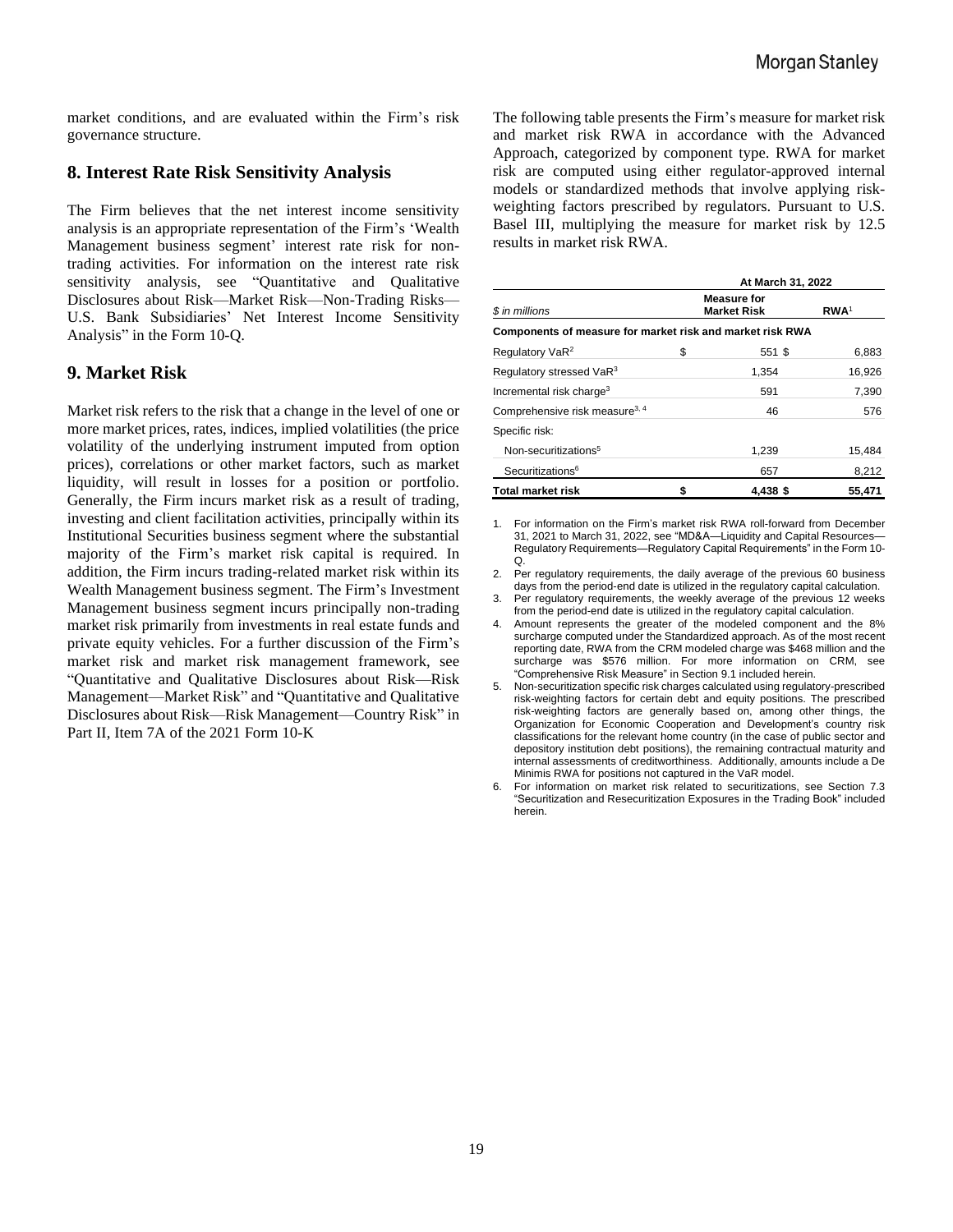market conditions, and are evaluated within the Firm's risk governance structure.

## 8. Interest Rate Risk Sensitivity Analysis

The Firm believes that the net interest income sensitivity analysis is an appropriate representation of the Firm's 'Wealth Management business segment' interest rate risk for non-trading activities. For information on the interest rate risk sensitivity analysis, see "Quantitative and Qualitative Disclosures about Risk—Market Risk—Non-Trading Risks—U.S. Bank Subsidiaries' Net Interest Income Sensitivity Analysis" in the Form 10-Q.

## 9. Market Risk

Market risk refers to the risk that a change in the level of one or more market prices, rates, indices, implied volatilities (the price volatility of the underlying instrument imputed from option prices), correlations or other market factors, such as market liquidity, will result in losses for a position or portfolio. Generally, the Firm incurs market risk as a result of trading, investing and client facilitation activities, principally within its Institutional Securities business segment where the substantial majority of the Firm's market risk capital is required. In addition, the Firm incurs trading-related market risk within its Wealth Management business segment. The Firm's Investment Management business segment incurs principally non-trading market risk primarily from investments in real estate funds and private equity vehicles. For a further discussion of the Firm's market risk and market risk management framework, see "Quantitative and Qualitative Disclosures about Risk—Risk Management—Market Risk" and "Quantitative and Qualitative Disclosures about Risk—Risk Management—Country Risk" in Part II, Item 7A of the 2021 Form 10-K

The following table presents the Firm's measure for market risk and market risk RWA in accordance with the Advanced Approach, categorized by component type. RWA for market risk are computed using either regulator-approved internal models or standardized methods that involve applying risk-weighting factors prescribed by regulators. Pursuant to U.S. Basel III, multiplying the measure for market risk by 12.5 results in market risk RWA.

| | At March 31, 2022 | |
|---|---|---|
| *$ in millions* | Measure for Market Risk | RWA[1] |
| **Components of measure for market risk and market risk RWA** | | |
| Regulatory VaR[2] | $ 551 | $ 6,883 |
| Regulatory stressed VaR[3] | 1,354 | 16,926 |
| Incremental risk charge[3] | 591 | 7,390 |
| Comprehensive risk measure[3, 4] | 46 | 576 |
| Specific risk: | | |
| Non-securitizations[5] | 1,239 | 15,484 |
| Securitizations[6] | 657 | 8,212 |
| **Total market risk** | **$ 4,438** | **$ 55,471** |

1. For information on the Firm's market risk RWA roll-forward from December 31, 2021 to March 31, 2022, see "MD&A—Liquidity and Capital Resources—Regulatory Requirements—Regulatory Capital Requirements" in the Form 10-Q.
2. Per regulatory requirements, the daily average of the previous 60 business days from the period-end date is utilized in the regulatory capital calculation.
3. Per regulatory requirements, the weekly average of the previous 12 weeks from the period-end date is utilized in the regulatory capital calculation.
4. Amount represents the greater of the modeled component and the 8% surcharge computed under the Standardized approach. As of the most recent reporting date, RWA from the CRM modeled charge was $468 million and the surcharge was $576 million. For more information on CRM, see "Comprehensive Risk Measure" in Section 9.1 included herein.
5. Non-securitization specific risk charges calculated using regulatory-prescribed risk-weighting factors for certain debt and equity positions. The prescribed risk-weighting factors are generally based on, among other things, the Organization for Economic Cooperation and Development's country risk classifications for the relevant home country (in the case of public sector and depository institution debt positions), the remaining contractual maturity and internal assessments of creditworthiness. Additionally, amounts include a De Minimis RWA for positions not captured in the VaR model.
6. For information on market risk related to securitizations, see Section 7.3 "Securitization and Resecuritization Exposures in the Trading Book" included herein.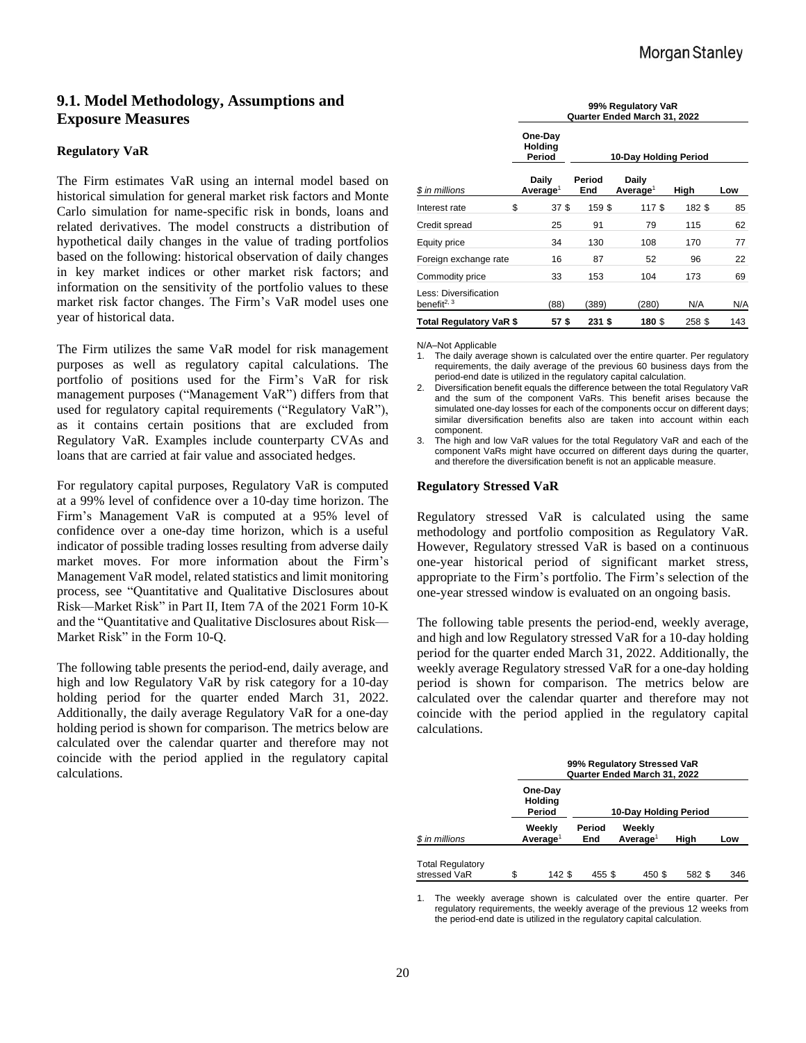## 9.1. Model Methodology, Assumptions and Exposure Measures

### Regulatory VaR

The Firm estimates VaR using an internal model based on historical simulation for general market risk factors and Monte Carlo simulation for name-specific risk in bonds, loans and related derivatives. The model constructs a distribution of hypothetical daily changes in the value of trading portfolios based on the following: historical observation of daily changes in key market indices or other market risk factors; and information on the sensitivity of the portfolio values to these market risk factor changes. The Firm's VaR model uses one year of historical data.

The Firm utilizes the same VaR model for risk management purposes as well as regulatory capital calculations. The portfolio of positions used for the Firm's VaR for risk management purposes ("Management VaR") differs from that used for regulatory capital requirements ("Regulatory VaR"), as it contains certain positions that are excluded from Regulatory VaR. Examples include counterparty CVAs and loans that are carried at fair value and associated hedges.

For regulatory capital purposes, Regulatory VaR is computed at a 99% level of confidence over a 10-day time horizon. The Firm's Management VaR is computed at a 95% level of confidence over a one-day time horizon, which is a useful indicator of possible trading losses resulting from adverse daily market moves. For more information about the Firm's Management VaR model, related statistics and limit monitoring process, see "Quantitative and Qualitative Disclosures about Risk—Market Risk" in Part II, Item 7A of the 2021 Form 10-K and the "Quantitative and Qualitative Disclosures about Risk—Market Risk" in the Form 10-Q.

The following table presents the period-end, daily average, and high and low Regulatory VaR by risk category for a 10-day holding period for the quarter ended March 31, 2022. Additionally, the daily average Regulatory VaR for a one-day holding period is shown for comparison. The metrics below are calculated over the calendar quarter and therefore may not coincide with the period applied in the regulatory capital calculations.

| | 99% Regulatory VaR Quarter Ended March 31, 2022 | | | | |
|---|---|---|---|---|---|
| | One-Day Holding Period | 10-Day Holding Period | | | |
| *$ in millions* | Daily Average[1] | Period End | Daily Average[1] | High | Low |
| Interest rate | $ 37 | $ 159 | $ 117 | $ 182 | $ 85 |
| Credit spread | 25 | 91 | 79 | 115 | 62 |
| Equity price | 34 | 130 | 108 | 170 | 77 |
| Foreign exchange rate | 16 | 87 | 52 | 96 | 22 |
| Commodity price | 33 | 153 | 104 | 173 | 69 |
| Less: Diversification benefit[2, 3] | (88) | (389) | (280) | N/A | N/A |
| **Total Regulatory VaR** | **$ 57** | **$ 231** | **$ 180** | $ 258 | $ 143 |

N/A–Not Applicable

1. The daily average shown is calculated over the entire quarter. Per regulatory requirements, the daily average of the previous 60 business days from the period-end date is utilized in the regulatory capital calculation.
2. Diversification benefit equals the difference between the total Regulatory VaR and the sum of the component VaRs. This benefit arises because the simulated one-day losses for each of the components occur on different days; similar diversification benefits also are taken into account within each component.
3. The high and low VaR values for the total Regulatory VaR and each of the component VaRs might have occurred on different days during the quarter, and therefore the diversification benefit is not an applicable measure.

### Regulatory Stressed VaR

Regulatory stressed VaR is calculated using the same methodology and portfolio composition as Regulatory VaR. However, Regulatory stressed VaR is based on a continuous one-year historical period of significant market stress, appropriate to the Firm's portfolio. The Firm's selection of the one-year stressed window is evaluated on an ongoing basis.

The following table presents the period-end, weekly average, and high and low Regulatory stressed VaR for a 10-day holding period for the quarter ended March 31, 2022. Additionally, the weekly average Regulatory stressed VaR for a one-day holding period is shown for comparison. The metrics below are calculated over the calendar quarter and therefore may not coincide with the period applied in the regulatory capital calculations.

| | 99% Regulatory Stressed VaR Quarter Ended March 31, 2022 | | | | |
|---|---|---|---|---|---|
| | One-Day Holding Period | 10-Day Holding Period | | | |
| *$ in millions* | Weekly Average[1] | Period End | Weekly Average[1] | High | Low |
| Total Regulatory stressed VaR | $ 142 | $ 455 | $ 450 | $ 582 | $ 346 |

1. The weekly average shown is calculated over the entire quarter. Per regulatory requirements, the weekly average of the previous 12 weeks from the period-end date is utilized in the regulatory capital calculation.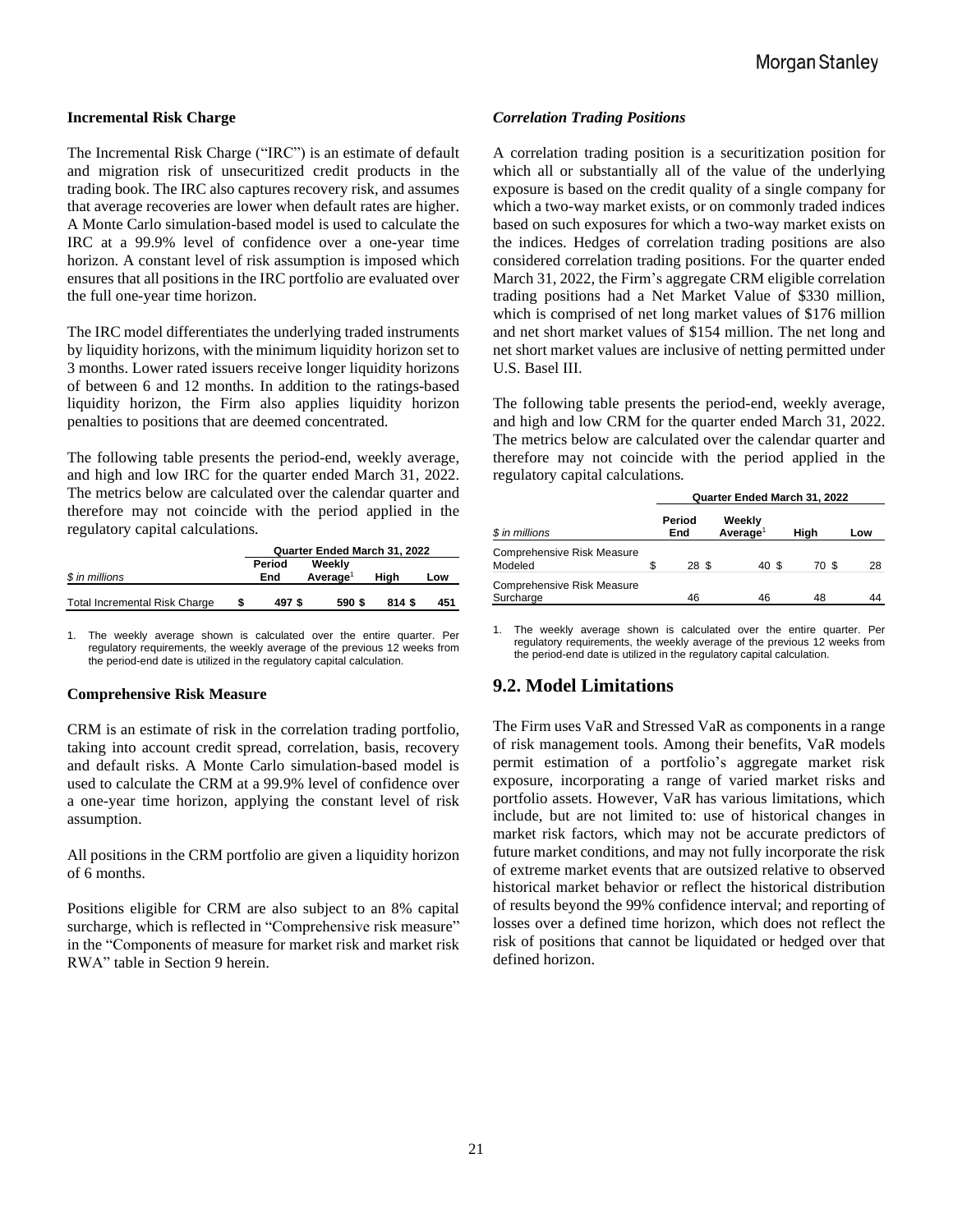### Incremental Risk Charge

The Incremental Risk Charge ("IRC") is an estimate of default and migration risk of unsecuritized credit products in the trading book. The IRC also captures recovery risk, and assumes that average recoveries are lower when default rates are higher. A Monte Carlo simulation-based model is used to calculate the IRC at a 99.9% level of confidence over a one-year time horizon. A constant level of risk assumption is imposed which ensures that all positions in the IRC portfolio are evaluated over the full one-year time horizon.

The IRC model differentiates the underlying traded instruments by liquidity horizons, with the minimum liquidity horizon set to 3 months. Lower rated issuers receive longer liquidity horizons of between 6 and 12 months. In addition to the ratings-based liquidity horizon, the Firm also applies liquidity horizon penalties to positions that are deemed concentrated.

The following table presents the period-end, weekly average, and high and low IRC for the quarter ended March 31, 2022. The metrics below are calculated over the calendar quarter and therefore may not coincide with the period applied in the regulatory capital calculations.

| | Quarter Ended March 31, 2022 | | | |
|---|---|---|---|---|
| *$ in millions* | Period End | Weekly Average[1] | High | Low |
| Total Incremental Risk Charge | $ 497 | $ 590 | $ 814 | $ 451 |

1. The weekly average shown is calculated over the entire quarter. Per regulatory requirements, the weekly average of the previous 12 weeks from the period-end date is utilized in the regulatory capital calculation.

### Comprehensive Risk Measure

CRM is an estimate of risk in the correlation trading portfolio, taking into account credit spread, correlation, basis, recovery and default risks. A Monte Carlo simulation-based model is used to calculate the CRM at a 99.9% level of confidence over a one-year time horizon, applying the constant level of risk assumption.

All positions in the CRM portfolio are given a liquidity horizon of 6 months.

Positions eligible for CRM are also subject to an 8% capital surcharge, which is reflected in "Comprehensive risk measure" in the "Components of measure for market risk and market risk RWA" table in Section 9 herein.

### *Correlation Trading Positions*

A correlation trading position is a securitization position for which all or substantially all of the value of the underlying exposure is based on the credit quality of a single company for which a two-way market exists, or on commonly traded indices based on such exposures for which a two-way market exists on the indices. Hedges of correlation trading positions are also considered correlation trading positions. For the quarter ended March 31, 2022, the Firm's aggregate CRM eligible correlation trading positions had a Net Market Value of $330 million, which is comprised of net long market values of $176 million and net short market values of $154 million. The net long and net short market values are inclusive of netting permitted under U.S. Basel III.

The following table presents the period-end, weekly average, and high and low CRM for the quarter ended March 31, 2022. The metrics below are calculated over the calendar quarter and therefore may not coincide with the period applied in the regulatory capital calculations.

| | Quarter Ended March 31, 2022 | | | |
|---|---|---|---|---|
| *$ in millions* | Period End | Weekly Average[1] | High | Low |
| Comprehensive Risk Measure Modeled | $ 28 | $ 40 | $ 70 | $ 28 |
| Comprehensive Risk Measure Surcharge | 46 | 46 | 48 | 44 |

1. The weekly average shown is calculated over the entire quarter. Per regulatory requirements, the weekly average of the previous 12 weeks from the period-end date is utilized in the regulatory capital calculation.

## 9.2. Model Limitations

The Firm uses VaR and Stressed VaR as components in a range of risk management tools. Among their benefits, VaR models permit estimation of a portfolio's aggregate market risk exposure, incorporating a range of varied market risks and portfolio assets. However, VaR has various limitations, which include, but are not limited to: use of historical changes in market risk factors, which may not be accurate predictors of future market conditions, and may not fully incorporate the risk of extreme market events that are outsized relative to observed historical market behavior or reflect the historical distribution of results beyond the 99% confidence interval; and reporting of losses over a defined time horizon, which does not reflect the risk of positions that cannot be liquidated or hedged over that defined horizon.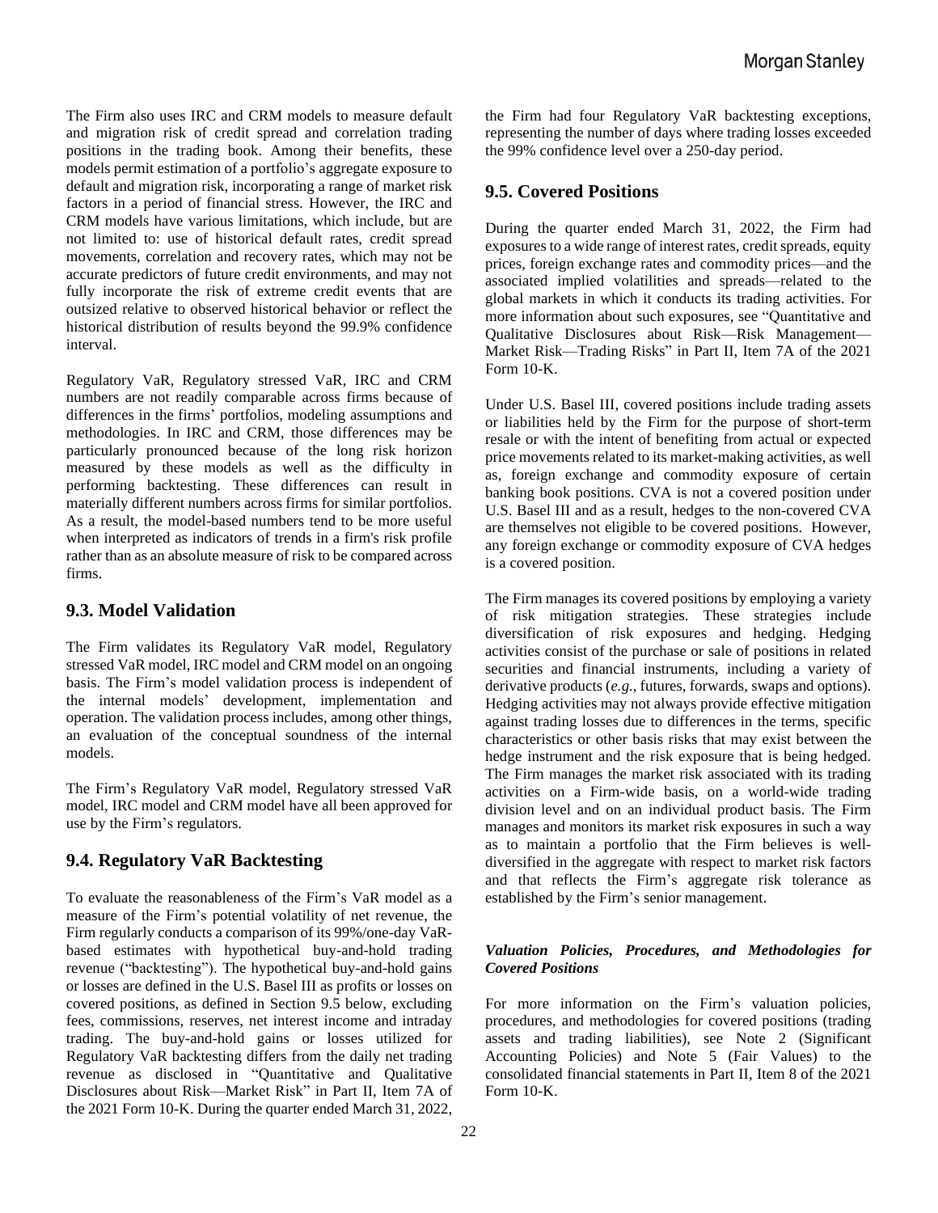The Firm also uses IRC and CRM models to measure default and migration risk of credit spread and correlation trading positions in the trading book. Among their benefits, these models permit estimation of a portfolio's aggregate exposure to default and migration risk, incorporating a range of market risk factors in a period of financial stress. However, the IRC and CRM models have various limitations, which include, but are not limited to: use of historical default rates, credit spread movements, correlation and recovery rates, which may not be accurate predictors of future credit environments, and may not fully incorporate the risk of extreme credit events that are outsized relative to observed historical behavior or reflect the historical distribution of results beyond the 99.9% confidence interval.

Regulatory VaR, Regulatory stressed VaR, IRC and CRM numbers are not readily comparable across firms because of differences in the firms' portfolios, modeling assumptions and methodologies. In IRC and CRM, those differences may be particularly pronounced because of the long risk horizon measured by these models as well as the difficulty in performing backtesting. These differences can result in materially different numbers across firms for similar portfolios. As a result, the model-based numbers tend to be more useful when interpreted as indicators of trends in a firm's risk profile rather than as an absolute measure of risk to be compared across firms.

## 9.3. Model Validation

The Firm validates its Regulatory VaR model, Regulatory stressed VaR model, IRC model and CRM model on an ongoing basis. The Firm's model validation process is independent of the internal models' development, implementation and operation. The validation process includes, among other things, an evaluation of the conceptual soundness of the internal models.

The Firm's Regulatory VaR model, Regulatory stressed VaR model, IRC model and CRM model have all been approved for use by the Firm's regulators.

## 9.4. Regulatory VaR Backtesting

To evaluate the reasonableness of the Firm's VaR model as a measure of the Firm's potential volatility of net revenue, the Firm regularly conducts a comparison of its 99%/one-day VaR-based estimates with hypothetical buy-and-hold trading revenue ("backtesting"). The hypothetical buy-and-hold gains or losses are defined in the U.S. Basel III as profits or losses on covered positions, as defined in Section 9.5 below, excluding fees, commissions, reserves, net interest income and intraday trading. The buy-and-hold gains or losses utilized for Regulatory VaR backtesting differs from the daily net trading revenue as disclosed in "Quantitative and Qualitative Disclosures about Risk—Market Risk" in Part II, Item 7A of the 2021 Form 10-K. During the quarter ended March 31, 2022, the Firm had four Regulatory VaR backtesting exceptions, representing the number of days where trading losses exceeded the 99% confidence level over a 250-day period.

## 9.5. Covered Positions

During the quarter ended March 31, 2022, the Firm had exposures to a wide range of interest rates, credit spreads, equity prices, foreign exchange rates and commodity prices—and the associated implied volatilities and spreads—related to the global markets in which it conducts its trading activities. For more information about such exposures, see "Quantitative and Qualitative Disclosures about Risk—Risk Management—Market Risk—Trading Risks" in Part II, Item 7A of the 2021 Form 10-K.

Under U.S. Basel III, covered positions include trading assets or liabilities held by the Firm for the purpose of short-term resale or with the intent of benefiting from actual or expected price movements related to its market-making activities, as well as, foreign exchange and commodity exposure of certain banking book positions. CVA is not a covered position under U.S. Basel III and as a result, hedges to the non-covered CVA are themselves not eligible to be covered positions. However, any foreign exchange or commodity exposure of CVA hedges is a covered position.

The Firm manages its covered positions by employing a variety of risk mitigation strategies. These strategies include diversification of risk exposures and hedging. Hedging activities consist of the purchase or sale of positions in related securities and financial instruments, including a variety of derivative products (*e.g.*, futures, forwards, swaps and options). Hedging activities may not always provide effective mitigation against trading losses due to differences in the terms, specific characteristics or other basis risks that may exist between the hedge instrument and the risk exposure that is being hedged. The Firm manages the market risk associated with its trading activities on a Firm-wide basis, on a world-wide trading division level and on an individual product basis. The Firm manages and monitors its market risk exposures in such a way as to maintain a portfolio that the Firm believes is well-diversified in the aggregate with respect to market risk factors and that reflects the Firm's aggregate risk tolerance as established by the Firm's senior management.

### *Valuation Policies, Procedures, and Methodologies for Covered Positions*

For more information on the Firm's valuation policies, procedures, and methodologies for covered positions (trading assets and trading liabilities), see Note 2 (Significant Accounting Policies) and Note 5 (Fair Values) to the consolidated financial statements in Part II, Item 8 of the 2021 Form 10-K.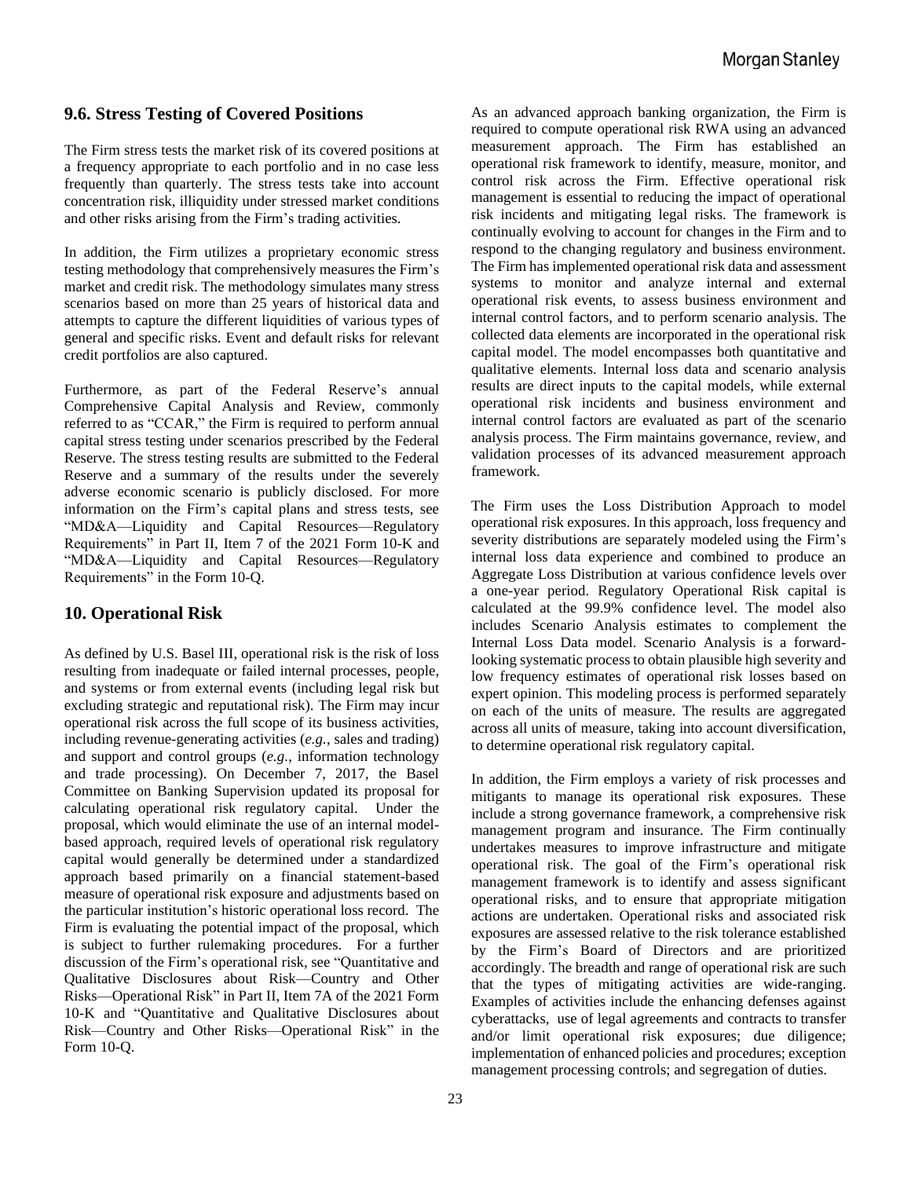## 9.6. Stress Testing of Covered Positions

The Firm stress tests the market risk of its covered positions at a frequency appropriate to each portfolio and in no case less frequently than quarterly. The stress tests take into account concentration risk, illiquidity under stressed market conditions and other risks arising from the Firm's trading activities.

In addition, the Firm utilizes a proprietary economic stress testing methodology that comprehensively measures the Firm's market and credit risk. The methodology simulates many stress scenarios based on more than 25 years of historical data and attempts to capture the different liquidities of various types of general and specific risks. Event and default risks for relevant credit portfolios are also captured.

Furthermore, as part of the Federal Reserve's annual Comprehensive Capital Analysis and Review, commonly referred to as "CCAR," the Firm is required to perform annual capital stress testing under scenarios prescribed by the Federal Reserve. The stress testing results are submitted to the Federal Reserve and a summary of the results under the severely adverse economic scenario is publicly disclosed. For more information on the Firm's capital plans and stress tests, see "MD&A—Liquidity and Capital Resources—Regulatory Requirements" in Part II, Item 7 of the 2021 Form 10-K and "MD&A—Liquidity and Capital Resources—Regulatory Requirements" in the Form 10-Q.

## 10. Operational Risk

As defined by U.S. Basel III, operational risk is the risk of loss resulting from inadequate or failed internal processes, people, and systems or from external events (including legal risk but excluding strategic and reputational risk). The Firm may incur operational risk across the full scope of its business activities, including revenue-generating activities (*e.g.*, sales and trading) and support and control groups (*e.g.*, information technology and trade processing). On December 7, 2017, the Basel Committee on Banking Supervision updated its proposal for calculating operational risk regulatory capital. Under the proposal, which would eliminate the use of an internal model-based approach, required levels of operational risk regulatory capital would generally be determined under a standardized approach based primarily on a financial statement-based measure of operational risk exposure and adjustments based on the particular institution's historic operational loss record. The Firm is evaluating the potential impact of the proposal, which is subject to further rulemaking procedures. For a further discussion of the Firm's operational risk, see "Quantitative and Qualitative Disclosures about Risk—Country and Other Risks—Operational Risk" in Part II, Item 7A of the 2021 Form 10-K and "Quantitative and Qualitative Disclosures about Risk—Country and Other Risks—Operational Risk" in the Form 10-Q.

As an advanced approach banking organization, the Firm is required to compute operational risk RWA using an advanced measurement approach. The Firm has established an operational risk framework to identify, measure, monitor, and control risk across the Firm. Effective operational risk management is essential to reducing the impact of operational risk incidents and mitigating legal risks. The framework is continually evolving to account for changes in the Firm and to respond to the changing regulatory and business environment. The Firm has implemented operational risk data and assessment systems to monitor and analyze internal and external operational risk events, to assess business environment and internal control factors, and to perform scenario analysis. The collected data elements are incorporated in the operational risk capital model. The model encompasses both quantitative and qualitative elements. Internal loss data and scenario analysis results are direct inputs to the capital models, while external operational risk incidents and business environment and internal control factors are evaluated as part of the scenario analysis process. The Firm maintains governance, review, and validation processes of its advanced measurement approach framework.

The Firm uses the Loss Distribution Approach to model operational risk exposures. In this approach, loss frequency and severity distributions are separately modeled using the Firm's internal loss data experience and combined to produce an Aggregate Loss Distribution at various confidence levels over a one-year period. Regulatory Operational Risk capital is calculated at the 99.9% confidence level. The model also includes Scenario Analysis estimates to complement the Internal Loss Data model. Scenario Analysis is a forward-looking systematic process to obtain plausible high severity and low frequency estimates of operational risk losses based on expert opinion. This modeling process is performed separately on each of the units of measure. The results are aggregated across all units of measure, taking into account diversification, to determine operational risk regulatory capital.

In addition, the Firm employs a variety of risk processes and mitigants to manage its operational risk exposures. These include a strong governance framework, a comprehensive risk management program and insurance. The Firm continually undertakes measures to improve infrastructure and mitigate operational risk. The goal of the Firm's operational risk management framework is to identify and assess significant operational risks, and to ensure that appropriate mitigation actions are undertaken. Operational risks and associated risk exposures are assessed relative to the risk tolerance established by the Firm's Board of Directors and are prioritized accordingly. The breadth and range of operational risk are such that the types of mitigating activities are wide-ranging. Examples of activities include the enhancing defenses against cyberattacks, use of legal agreements and contracts to transfer and/or limit operational risk exposures; due diligence; implementation of enhanced policies and procedures; exception management processing controls; and segregation of duties.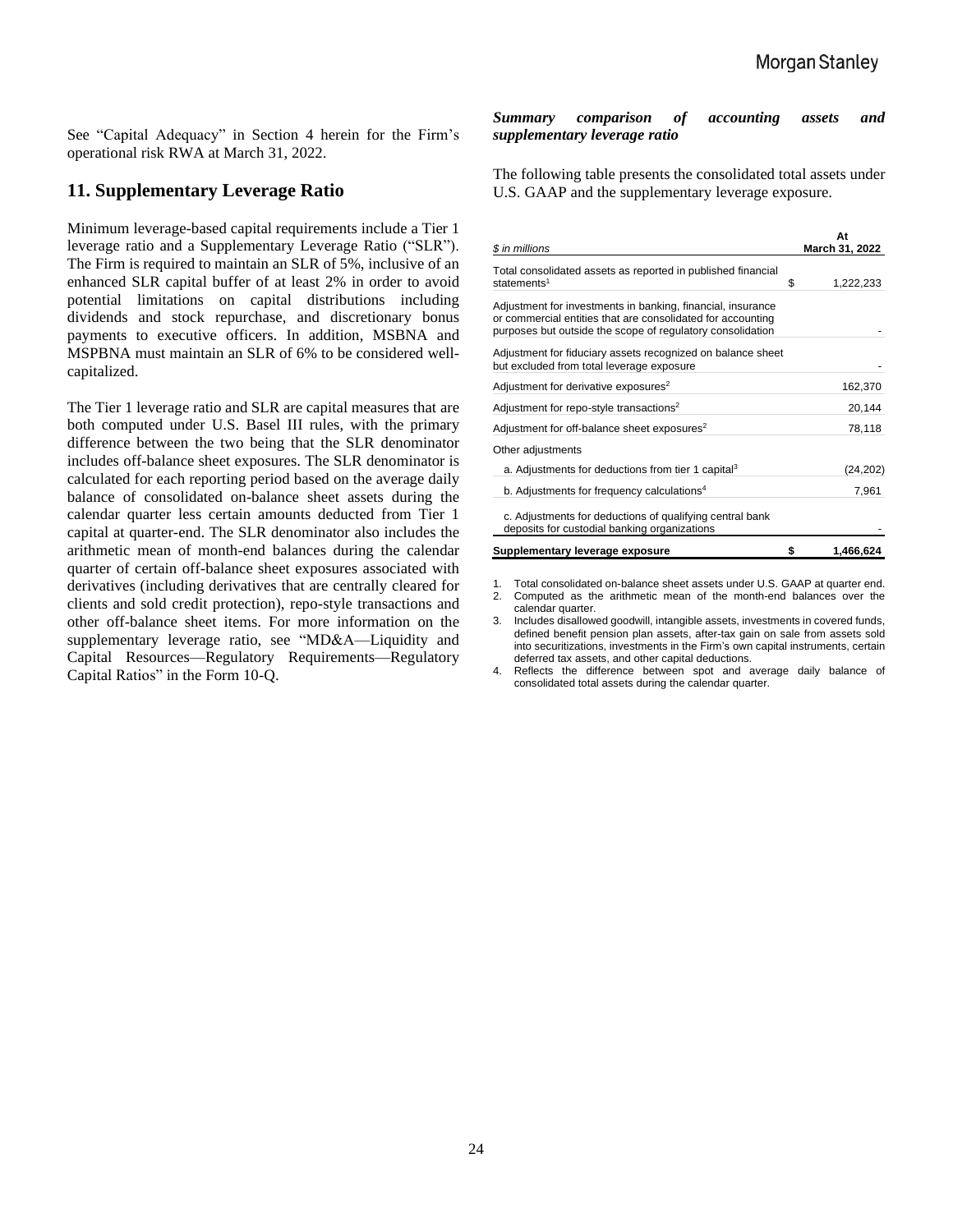See "Capital Adequacy" in Section 4 herein for the Firm's operational risk RWA at March 31, 2022.

## 11. Supplementary Leverage Ratio

Minimum leverage-based capital requirements include a Tier 1 leverage ratio and a Supplementary Leverage Ratio ("SLR"). The Firm is required to maintain an SLR of 5%, inclusive of an enhanced SLR capital buffer of at least 2% in order to avoid potential limitations on capital distributions including dividends and stock repurchase, and discretionary bonus payments to executive officers. In addition, MSBNA and MSPBNA must maintain an SLR of 6% to be considered well-capitalized.

The Tier 1 leverage ratio and SLR are capital measures that are both computed under U.S. Basel III rules, with the primary difference between the two being that the SLR denominator includes off-balance sheet exposures. The SLR denominator is calculated for each reporting period based on the average daily balance of consolidated on-balance sheet assets during the calendar quarter less certain amounts deducted from Tier 1 capital at quarter-end. The SLR denominator also includes the arithmetic mean of month-end balances during the calendar quarter of certain off-balance sheet exposures associated with derivatives (including derivatives that are centrally cleared for clients and sold credit protection), repo-style transactions and other off-balance sheet items. For more information on the supplementary leverage ratio, see "MD&A—Liquidity and Capital Resources—Regulatory Requirements—Regulatory Capital Ratios" in the Form 10-Q.

***Summary comparison of accounting assets and supplementary leverage ratio***

The following table presents the consolidated total assets under U.S. GAAP and the supplementary leverage exposure.

| *$ in millions* | At March 31, 2022 |
|---|---|
| Total consolidated assets as reported in published financial statements[1] | $ 1,222,233 |
| Adjustment for investments in banking, financial, insurance or commercial entities that are consolidated for accounting purposes but outside the scope of regulatory consolidation | - |
| Adjustment for fiduciary assets recognized on balance sheet but excluded from total leverage exposure | - |
| Adjustment for derivative exposures[2] | 162,370 |
| Adjustment for repo-style transactions[2] | 20,144 |
| Adjustment for off-balance sheet exposures[2] | 78,118 |
| Other adjustments | |
| a. Adjustments for deductions from tier 1 capital[3] | (24,202) |
| b. Adjustments for frequency calculations[4] | 7,961 |
| c. Adjustments for deductions of qualifying central bank deposits for custodial banking organizations | - |
| **Supplementary leverage exposure** | **$ 1,466,624** |

1. Total consolidated on-balance sheet assets under U.S. GAAP at quarter end.
2. Computed as the arithmetic mean of the month-end balances over the calendar quarter.
3. Includes disallowed goodwill, intangible assets, investments in covered funds, defined benefit pension plan assets, after-tax gain on sale from assets sold into securitizations, investments in the Firm's own capital instruments, certain deferred tax assets, and other capital deductions.
4. Reflects the difference between spot and average daily balance of consolidated total assets during the calendar quarter.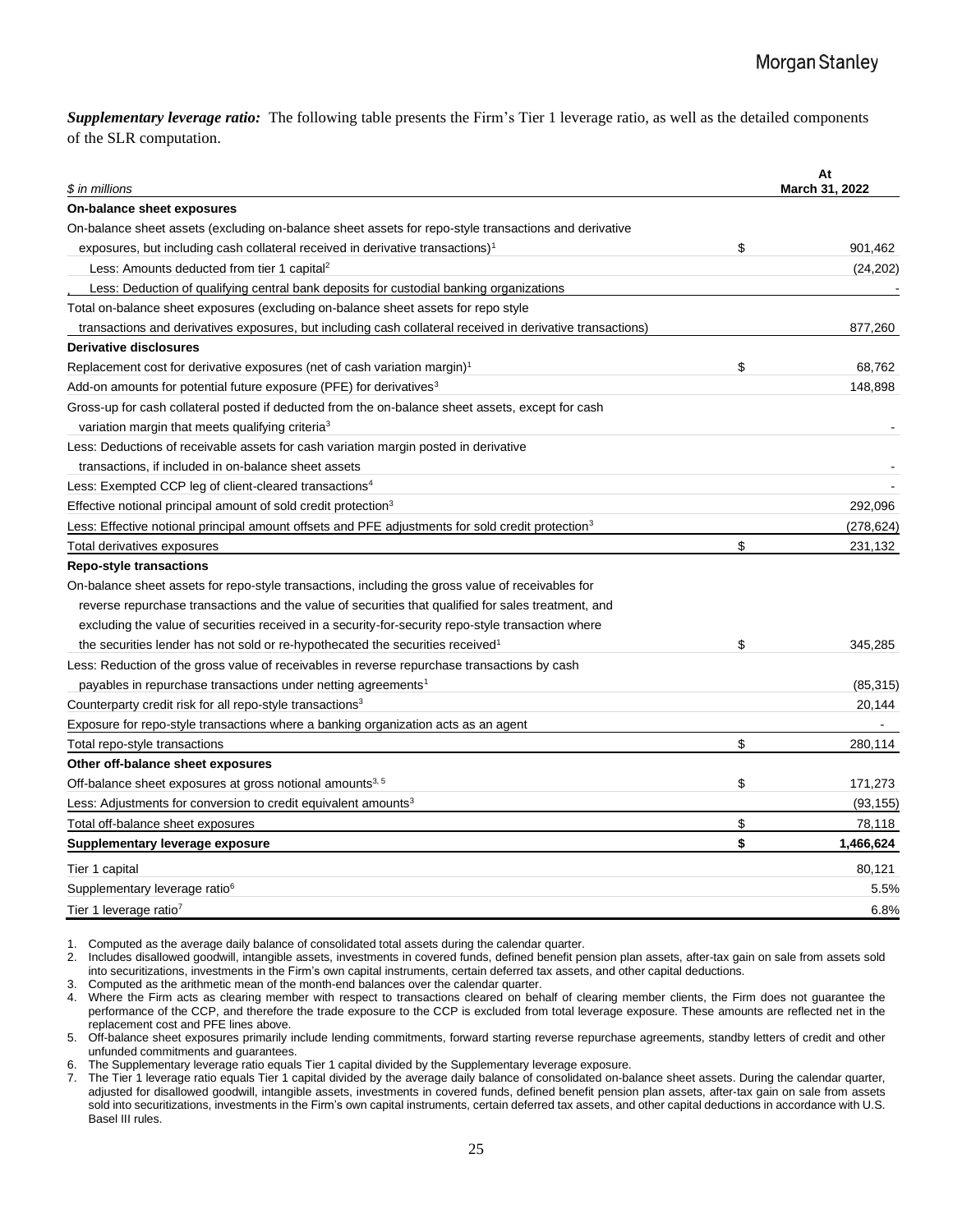***Supplementary leverage ratio:*** The following table presents the Firm's Tier 1 leverage ratio, as well as the detailed components of the SLR computation.

| *$ in millions* | | At March 31, 2022 |
|---|---|---|
| **On-balance sheet exposures** | | |
| On-balance sheet assets (excluding on-balance sheet assets for repo-style transactions and derivative exposures, but including cash collateral received in derivative transactions)[1] | $ | 901,462 |
| Less: Amounts deducted from tier 1 capital[2] | | (24,202) |
| Less: Deduction of qualifying central bank deposits for custodial banking organizations | | - |
| Total on-balance sheet exposures (excluding on-balance sheet assets for repo style transactions and derivatives exposures, but including cash collateral received in derivative transactions) | | 877,260 |
| **Derivative disclosures** | | |
| Replacement cost for derivative exposures (net of cash variation margin)[1] | $ | 68,762 |
| Add-on amounts for potential future exposure (PFE) for derivatives[3] | | 148,898 |
| Gross-up for cash collateral posted if deducted from the on-balance sheet assets, except for cash variation margin that meets qualifying criteria[3] | | - |
| Less: Deductions of receivable assets for cash variation margin posted in derivative transactions, if included in on-balance sheet assets | | - |
| Less: Exempted CCP leg of client-cleared transactions[4] | | - |
| Effective notional principal amount of sold credit protection[3] | | 292,096 |
| Less: Effective notional principal amount offsets and PFE adjustments for sold credit protection[3] | | (278,624) |
| Total derivatives exposures | $ | 231,132 |
| **Repo-style transactions** | | |
| On-balance sheet assets for repo-style transactions, including the gross value of receivables for reverse repurchase transactions and the value of securities that qualified for sales treatment, and excluding the value of securities received in a security-for-security repo-style transaction where the securities lender has not sold or re-hypothecated the securities received[1] | $ | 345,285 |
| Less: Reduction of the gross value of receivables in reverse repurchase transactions by cash payables in repurchase transactions under netting agreements[1] | | (85,315) |
| Counterparty credit risk for all repo-style transactions[3] | | 20,144 |
| Exposure for repo-style transactions where a banking organization acts as an agent | | - |
| Total repo-style transactions | $ | 280,114 |
| **Other off-balance sheet exposures** | | |
| Off-balance sheet exposures at gross notional amounts[3, 5] | $ | 171,273 |
| Less: Adjustments for conversion to credit equivalent amounts[3] | | (93,155) |
| Total off-balance sheet exposures | $ | 78,118 |
| **Supplementary leverage exposure** | **$** | **1,466,624** |
| Tier 1 capital | | 80,121 |
| Supplementary leverage ratio[6] | | 5.5% |
| Tier 1 leverage ratio[7] | | 6.8% |

1. Computed as the average daily balance of consolidated total assets during the calendar quarter.
2. Includes disallowed goodwill, intangible assets, investments in covered funds, defined benefit pension plan assets, after-tax gain on sale from assets sold into securitizations, investments in the Firm's own capital instruments, certain deferred tax assets, and other capital deductions.
3. Computed as the arithmetic mean of the month-end balances over the calendar quarter.
4. Where the Firm acts as clearing member with respect to transactions cleared on behalf of clearing member clients, the Firm does not guarantee the performance of the CCP, and therefore the trade exposure to the CCP is excluded from total leverage exposure. These amounts are reflected net in the replacement cost and PFE lines above.
5. Off-balance sheet exposures primarily include lending commitments, forward starting reverse repurchase agreements, standby letters of credit and other unfunded commitments and guarantees.
6. The Supplementary leverage ratio equals Tier 1 capital divided by the Supplementary leverage exposure.
7. The Tier 1 leverage ratio equals Tier 1 capital divided by the average daily balance of consolidated on-balance sheet assets. During the calendar quarter, adjusted for disallowed goodwill, intangible assets, investments in covered funds, defined benefit pension plan assets, after-tax gain on sale from assets sold into securitizations, investments in the Firm's own capital instruments, certain deferred tax assets, and other capital deductions in accordance with U.S. Basel III rules.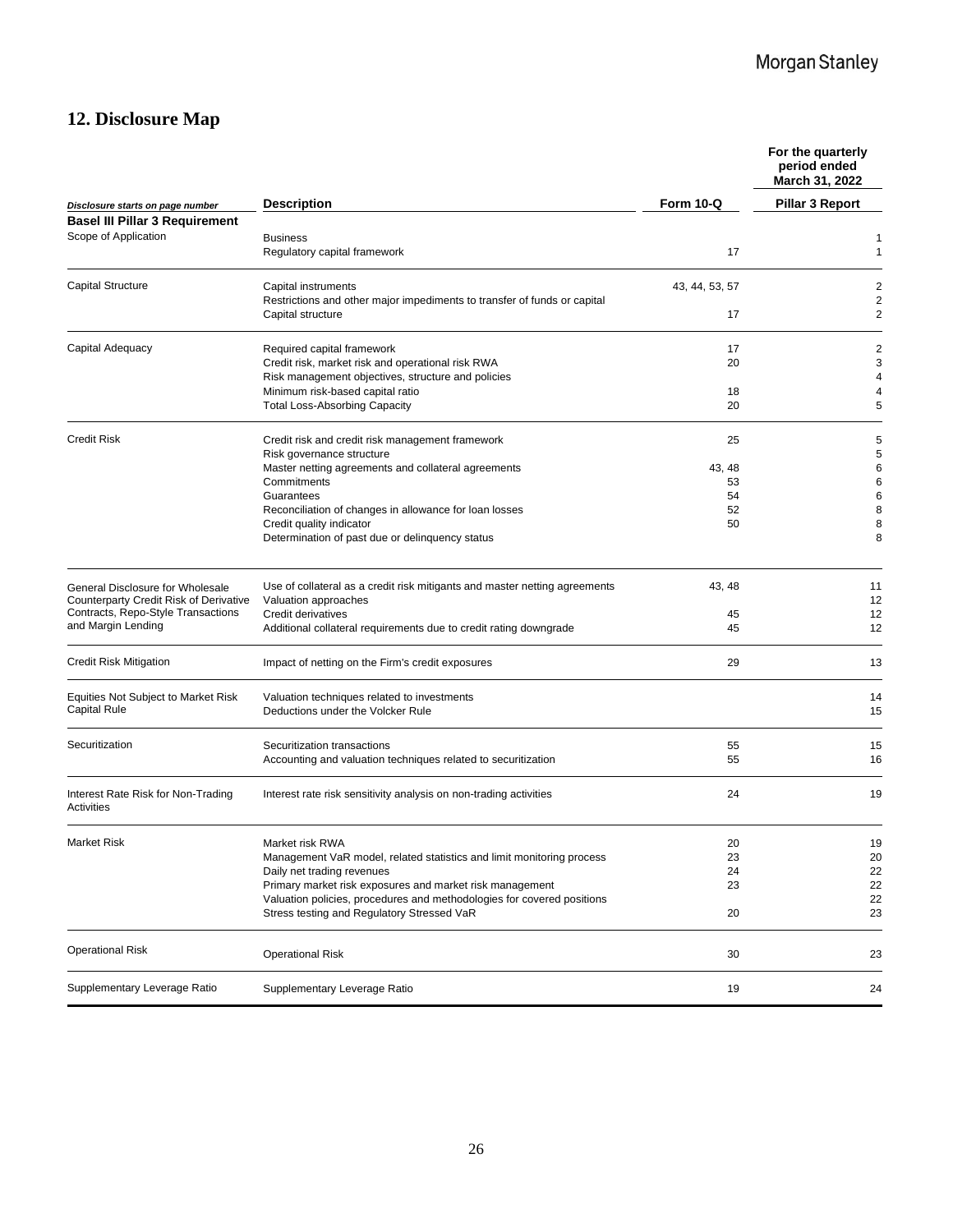## 12. Disclosure Map

| *Disclosure starts on page number* | Description | Form 10-Q | For the quarterly period ended March 31, 2022 Pillar 3 Report |
|---|---|---|---|
| **Basel III Pillar 3 Requirement** | | | |
| Scope of Application | Business | | 1 |
| | Regulatory capital framework | 17 | 1 |
| Capital Structure | Capital instruments | 43, 44, 53, 57 | 2 |
| | Restrictions and other major impediments to transfer of funds or capital | | 2 |
| | Capital structure | 17 | 2 |
| Capital Adequacy | Required capital framework | 17 | 2 |
| | Credit risk, market risk and operational risk RWA | 20 | 3 |
| | Risk management objectives, structure and policies | | 4 |
| | Minimum risk-based capital ratio | 18 | 4 |
| | Total Loss-Absorbing Capacity | 20 | 5 |
| Credit Risk | Credit risk and credit risk management framework | 25 | 5 |
| | Risk governance structure | | 5 |
| | Master netting agreements and collateral agreements | 43, 48 | 6 |
| | Commitments | 53 | 6 |
| | Guarantees | 54 | 6 |
| | Reconciliation of changes in allowance for loan losses | 52 | 8 |
| | Credit quality indicator | 50 | 8 |
| | Determination of past due or delinquency status | | 8 |
| General Disclosure for Wholesale Counterparty Credit Risk of Derivative Contracts, Repo-Style Transactions and Margin Lending | Use of collateral as a credit risk mitigants and master netting agreements | 43, 48 | 11 |
| | Valuation approaches | | 12 |
| | Credit derivatives | 45 | 12 |
| | Additional collateral requirements due to credit rating downgrade | 45 | 12 |
| Credit Risk Mitigation | Impact of netting on the Firm's credit exposures | 29 | 13 |
| Equities Not Subject to Market Risk Capital Rule | Valuation techniques related to investments | | 14 |
| | Deductions under the Volcker Rule | | 15 |
| Securitization | Securitization transactions | 55 | 15 |
| | Accounting and valuation techniques related to securitization | 55 | 16 |
| Interest Rate Risk for Non-Trading Activities | Interest rate risk sensitivity analysis on non-trading activities | 24 | 19 |
| Market Risk | Market risk RWA | 20 | 19 |
| | Management VaR model, related statistics and limit monitoring process | 23 | 20 |
| | Daily net trading revenues | 24 | 22 |
| | Primary market risk exposures and market risk management | 23 | 22 |
| | Valuation policies, procedures and methodologies for covered positions | | 22 |
| | Stress testing and Regulatory Stressed VaR | 20 | 23 |
| Operational Risk | Operational Risk | 30 | 23 |
| Supplementary Leverage Ratio | Supplementary Leverage Ratio | 19 | 24 |